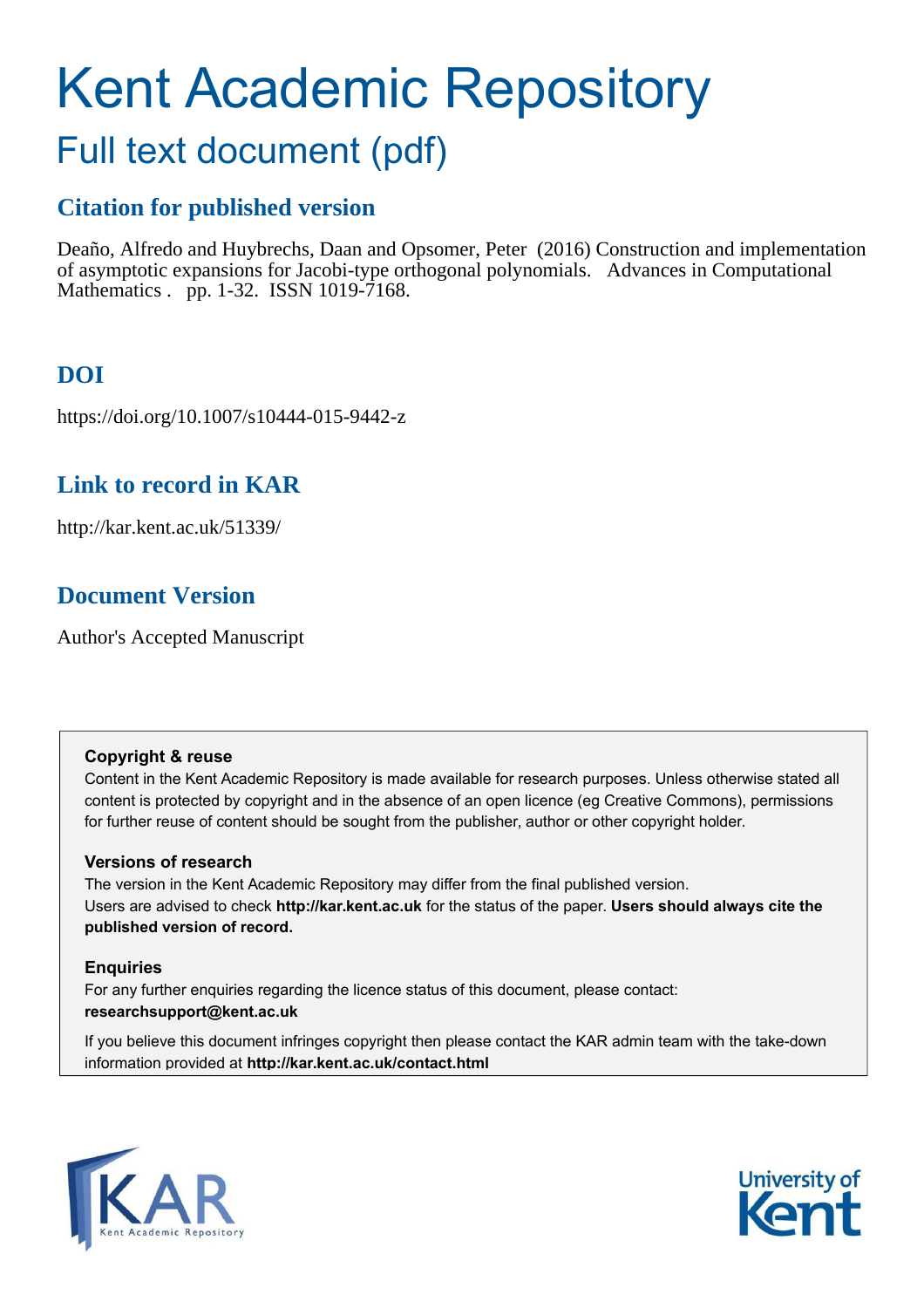# Kent Academic Repository

## Full text document (pdf)

### Citation for published version

Deaño, Alfredo and Huybrechs, Daan and Opsomer, Peter (2016) Construction and implementation of asymptotic expansions for Jacobi-type orthogonal polynomials. Advances in Computational Mathematics . pp. 1-32. ISSN 1019-7168.

### DOI

https://doi.org/10.1007/s10444-015-9442-z

### Link to record in KAR

http://kar.kent.ac.uk/51339/

### Document Version

Author's Accepted Manuscript

**Copyright & reuse**

Content in the Kent Academic Repository is made available for research purposes. Unless otherwise stated all content is protected by copyright and in the absence of an open licence (eg Creative Commons), permissions for further reuse of content should be sought from the publisher, author or other copyright holder.

**Versions of research**

The version in the Kent Academic Repository may differ from the final published version. Users are advised to check **http://kar.kent.ac.uk** for the status of the paper. **Users should always cite the published version of record.**

**Enquiries**

For any further enquiries regarding the licence status of this document, please contact: **researchsupport@kent.ac.uk**

If you believe this document infringes copyright then please contact the KAR admin team with the take-down information provided at **http://kar.kent.ac.uk/contact.html**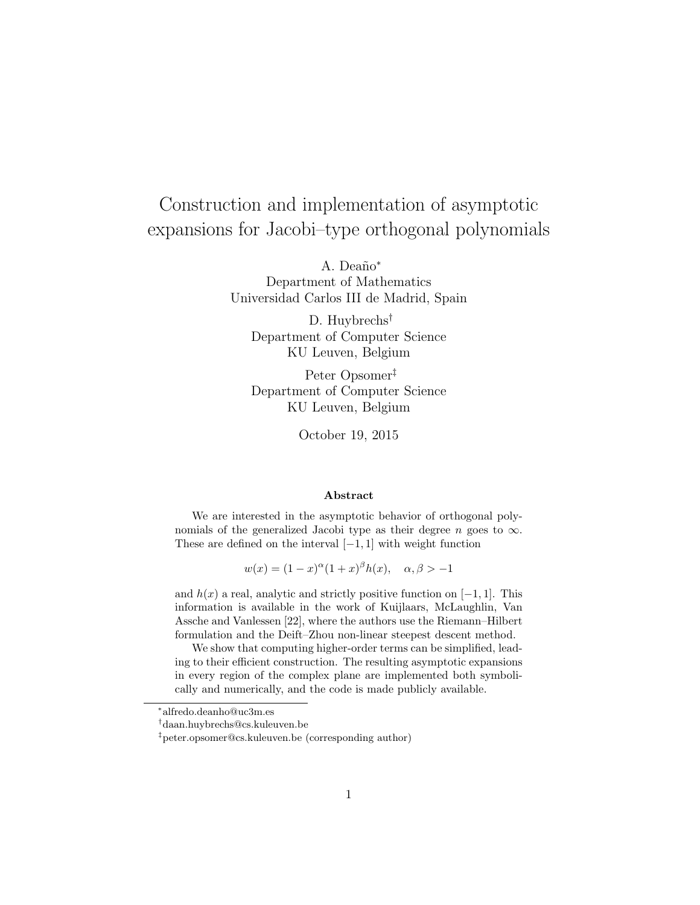# Construction and implementation of asymptotic expansions for Jacobi–type orthogonal polynomials

A. Deaño[*]
Department of Mathematics
Universidad Carlos III de Madrid, Spain

D. Huybrechs[†]
Department of Computer Science
KU Leuven, Belgium

Peter Opsomer[‡]
Department of Computer Science
KU Leuven, Belgium

October 19, 2015

**Abstract**

We are interested in the asymptotic behavior of orthogonal polynomials of the generalized Jacobi type as their degree $n$ goes to $\infty$. These are defined on the interval $[-1, 1]$ with weight function

$$w(x) = (1-x)^{\alpha}(1+x)^{\beta}h(x), \quad \alpha, \beta > -1$$

and $h(x)$ a real, analytic and strictly positive function on $[-1, 1]$. This information is available in the work of Kuijlaars, McLaughlin, Van Assche and Vanlessen [22], where the authors use the Riemann–Hilbert formulation and the Deift–Zhou non-linear steepest descent method.

We show that computing higher-order terms can be simplified, leading to their efficient construction. The resulting asymptotic expansions in every region of the complex plane are implemented both symbolically and numerically, and the code is made publicly available.

[*] alfredo.deanho@uc3m.es
[†] daan.huybrechs@cs.kuleuven.be
[‡] peter.opsomer@cs.kuleuven.be (corresponding author)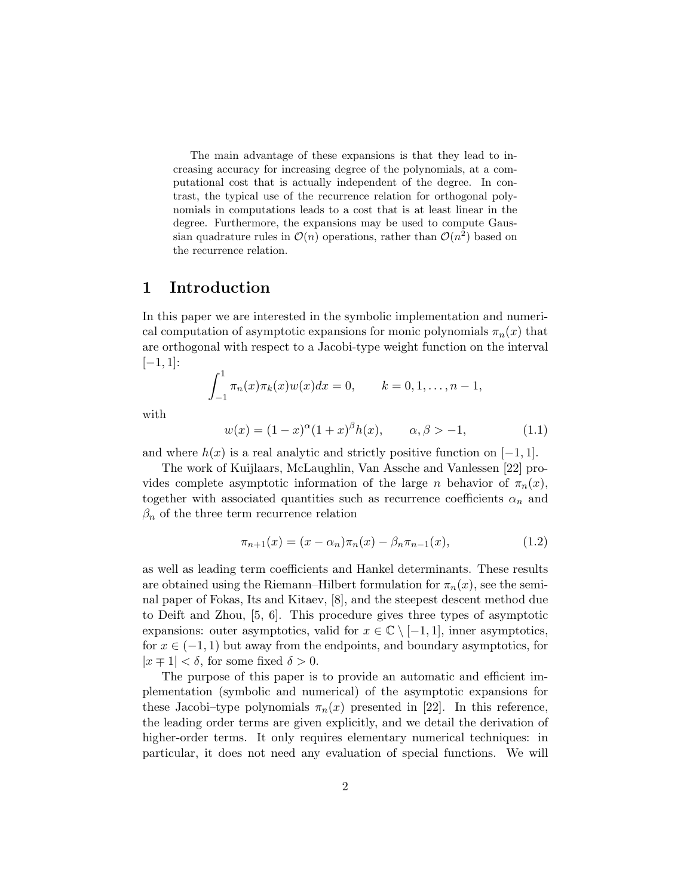The main advantage of these expansions is that they lead to increasing accuracy for increasing degree of the polynomials, at a computational cost that is actually independent of the degree. In contrast, the typical use of the recurrence relation for orthogonal polynomials in computations leads to a cost that is at least linear in the degree. Furthermore, the expansions may be used to compute Gaussian quadrature rules in $\mathcal{O}(n)$ operations, rather than $\mathcal{O}(n^2)$ based on the recurrence relation.

## 1 Introduction

In this paper we are interested in the symbolic implementation and numerical computation of asymptotic expansions for monic polynomials $\pi_n(x)$ that are orthogonal with respect to a Jacobi-type weight function on the interval $[-1, 1]$:

$$\int_{-1}^{1} \pi_n(x)\pi_k(x)w(x)dx = 0, \qquad k = 0, 1, \ldots, n-1,$$

with

$$w(x) = (1-x)^{\alpha}(1+x)^{\beta}h(x), \qquad \alpha, \beta > -1, \tag{1.1}$$

and where $h(x)$ is a real analytic and strictly positive function on $[-1, 1]$.

The work of Kuijlaars, McLaughlin, Van Assche and Vanlessen [22] provides complete asymptotic information of the large $n$ behavior of $\pi_n(x)$, together with associated quantities such as recurrence coefficients $\alpha_n$ and $\beta_n$ of the three term recurrence relation

$$\pi_{n+1}(x) = (x - \alpha_n)\pi_n(x) - \beta_n \pi_{n-1}(x), \tag{1.2}$$

as well as leading term coefficients and Hankel determinants. These results are obtained using the Riemann–Hilbert formulation for $\pi_n(x)$, see the seminal paper of Fokas, Its and Kitaev, [8], and the steepest descent method due to Deift and Zhou, [5, 6]. This procedure gives three types of asymptotic expansions: outer asymptotics, valid for $x \in \mathbb{C} \setminus [-1, 1]$, inner asymptotics, for $x \in (-1, 1)$ but away from the endpoints, and boundary asymptotics, for $|x \mp 1| < \delta$, for some fixed $\delta > 0$.

The purpose of this paper is to provide an automatic and efficient implementation (symbolic and numerical) of the asymptotic expansions for these Jacobi–type polynomials $\pi_n(x)$ presented in [22]. In this reference, the leading order terms are given explicitly, and we detail the derivation of higher-order terms. It only requires elementary numerical techniques: in particular, it does not need any evaluation of special functions. We will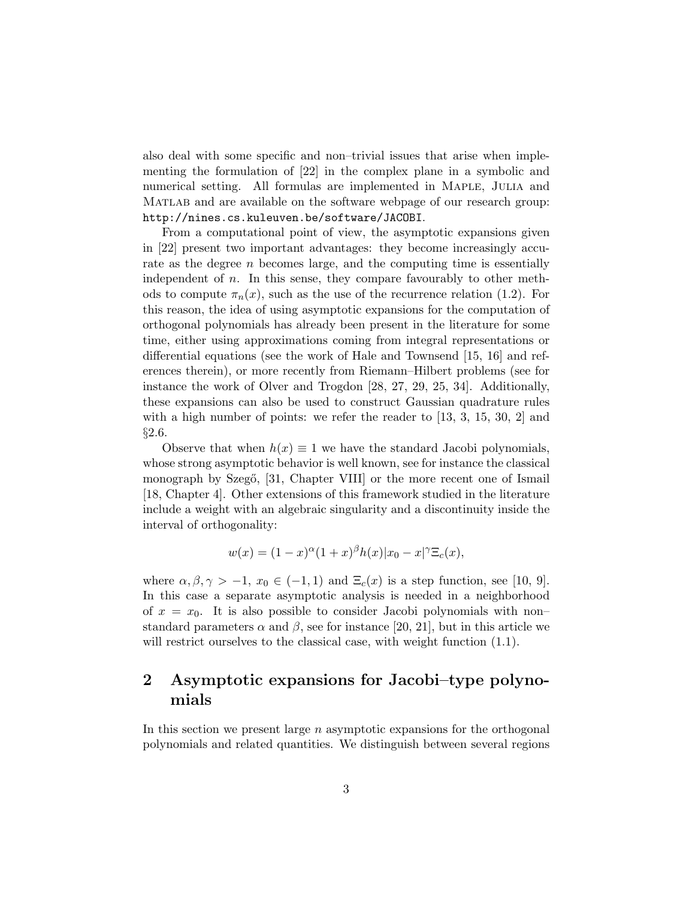also deal with some specific and non–trivial issues that arise when implementing the formulation of [22] in the complex plane in a symbolic and numerical setting. All formulas are implemented in MAPLE, JULIA and MATLAB and are available on the software webpage of our research group: http://nines.cs.kuleuven.be/software/JACOBI.

From a computational point of view, the asymptotic expansions given in [22] present two important advantages: they become increasingly accurate as the degree $n$ becomes large, and the computing time is essentially independent of $n$. In this sense, they compare favourably to other methods to compute $\pi_n(x)$, such as the use of the recurrence relation (1.2). For this reason, the idea of using asymptotic expansions for the computation of orthogonal polynomials has already been present in the literature for some time, either using approximations coming from integral representations or differential equations (see the work of Hale and Townsend [15, 16] and references therein), or more recently from Riemann–Hilbert problems (see for instance the work of Olver and Trogdon [28, 27, 29, 25, 34]. Additionally, these expansions can also be used to construct Gaussian quadrature rules with a high number of points: we refer the reader to [13, 3, 15, 30, 2] and §2.6.

Observe that when $h(x) \equiv 1$ we have the standard Jacobi polynomials, whose strong asymptotic behavior is well known, see for instance the classical monograph by Szegő, [31, Chapter VIII] or the more recent one of Ismail [18, Chapter 4]. Other extensions of this framework studied in the literature include a weight with an algebraic singularity and a discontinuity inside the interval of orthogonality:

$$w(x) = (1-x)^{\alpha}(1+x)^{\beta}h(x)|x_0 - x|^{\gamma}\Xi_c(x),$$

where $\alpha, \beta, \gamma > -1$, $x_0 \in (-1, 1)$ and $\Xi_c(x)$ is a step function, see [10, 9]. In this case a separate asymptotic analysis is needed in a neighborhood of $x = x_0$. It is also possible to consider Jacobi polynomials with non–standard parameters $\alpha$ and $\beta$, see for instance [20, 21], but in this article we will restrict ourselves to the classical case, with weight function (1.1).

## 2 Asymptotic expansions for Jacobi–type polynomials

In this section we present large $n$ asymptotic expansions for the orthogonal polynomials and related quantities. We distinguish between several regions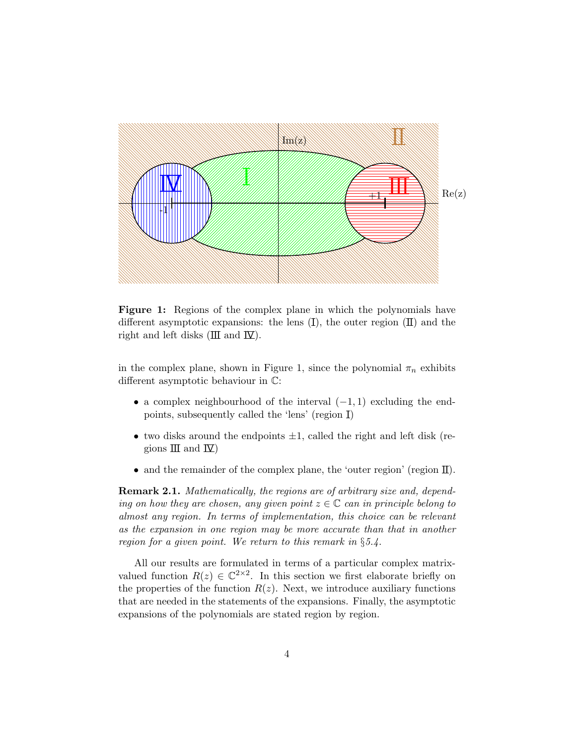**Figure 1:** Regions of the complex plane in which the polynomials have different asymptotic expansions: the lens (I), the outer region (II) and the right and left disks (III and IV).

in the complex plane, shown in Figure 1, since the polynomial $\pi_n$ exhibits different asymptotic behaviour in $\mathbb{C}$:

- a complex neighbourhood of the interval $(-1, 1)$ excluding the endpoints, subsequently called the 'lens' (region I)
- two disks around the endpoints $\pm 1$, called the right and left disk (regions III and IV)
- and the remainder of the complex plane, the 'outer region' (region II).

**Remark 2.1.** *Mathematically, the regions are of arbitrary size and, depending on how they are chosen, any given point $z \in \mathbb{C}$ can in principle belong to almost any region. In terms of implementation, this choice can be relevant as the expansion in one region may be more accurate than that in another region for a given point. We return to this remark in §5.4.*

All our results are formulated in terms of a particular complex matrix-valued function $R(z) \in \mathbb{C}^{2\times 2}$. In this section we first elaborate briefly on the properties of the function $R(z)$. Next, we introduce auxiliary functions that are needed in the statements of the expansions. Finally, the asymptotic expansions of the polynomials are stated region by region.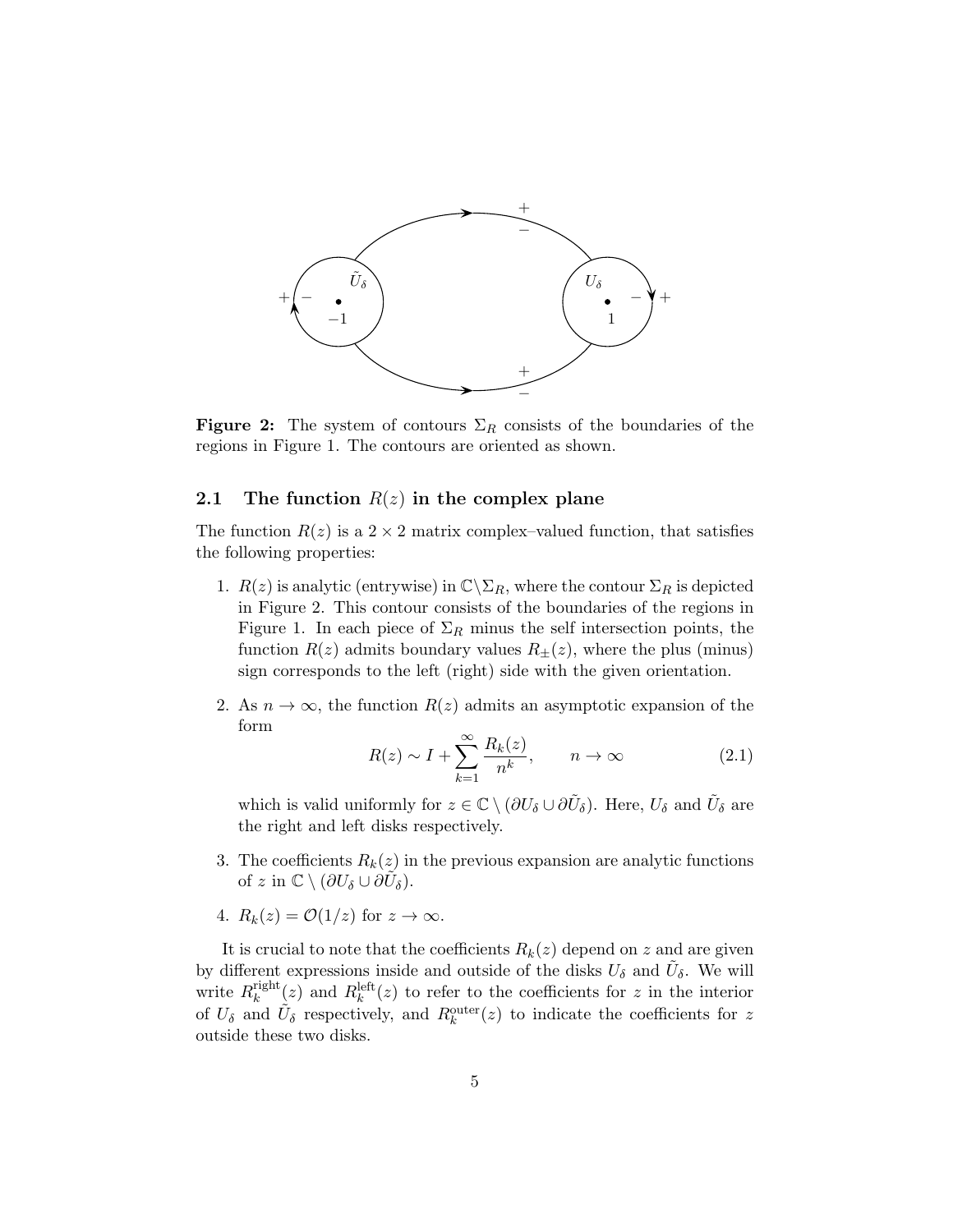**Figure 2:** The system of contours $\Sigma_R$ consists of the boundaries of the regions in Figure 1. The contours are oriented as shown.

## 2.1 The function $R(z)$ in the complex plane

The function $R(z)$ is a $2 \times 2$ matrix complex–valued function, that satisfies the following properties:

1. $R(z)$ is analytic (entrywise) in $\mathbb{C} \setminus \Sigma_R$, where the contour $\Sigma_R$ is depicted in Figure 2. This contour consists of the boundaries of the regions in Figure 1. In each piece of $\Sigma_R$ minus the self intersection points, the function $R(z)$ admits boundary values $R_\pm(z)$, where the plus (minus) sign corresponds to the left (right) side with the given orientation.

2. As $n \to \infty$, the function $R(z)$ admits an asymptotic expansion of the form
$$R(z) \sim I + \sum_{k=1}^{\infty} \frac{R_k(z)}{n^k}, \qquad n \to \infty \tag{2.1}$$
which is valid uniformly for $z \in \mathbb{C} \setminus (\partial U_\delta \cup \partial \tilde{U}_\delta)$. Here, $U_\delta$ and $\tilde{U}_\delta$ are the right and left disks respectively.

3. The coefficients $R_k(z)$ in the previous expansion are analytic functions of $z$ in $\mathbb{C} \setminus (\partial U_\delta \cup \partial \tilde{U}_\delta)$.

4. $R_k(z) = \mathcal{O}(1/z)$ for $z \to \infty$.

It is crucial to note that the coefficients $R_k(z)$ depend on $z$ and are given by different expressions inside and outside of the disks $U_\delta$ and $\tilde{U}_\delta$. We will write $R_k^{\text{right}}(z)$ and $R_k^{\text{left}}(z)$ to refer to the coefficients for $z$ in the interior of $U_\delta$ and $\tilde{U}_\delta$ respectively, and $R_k^{\text{outer}}(z)$ to indicate the coefficients for $z$ outside these two disks.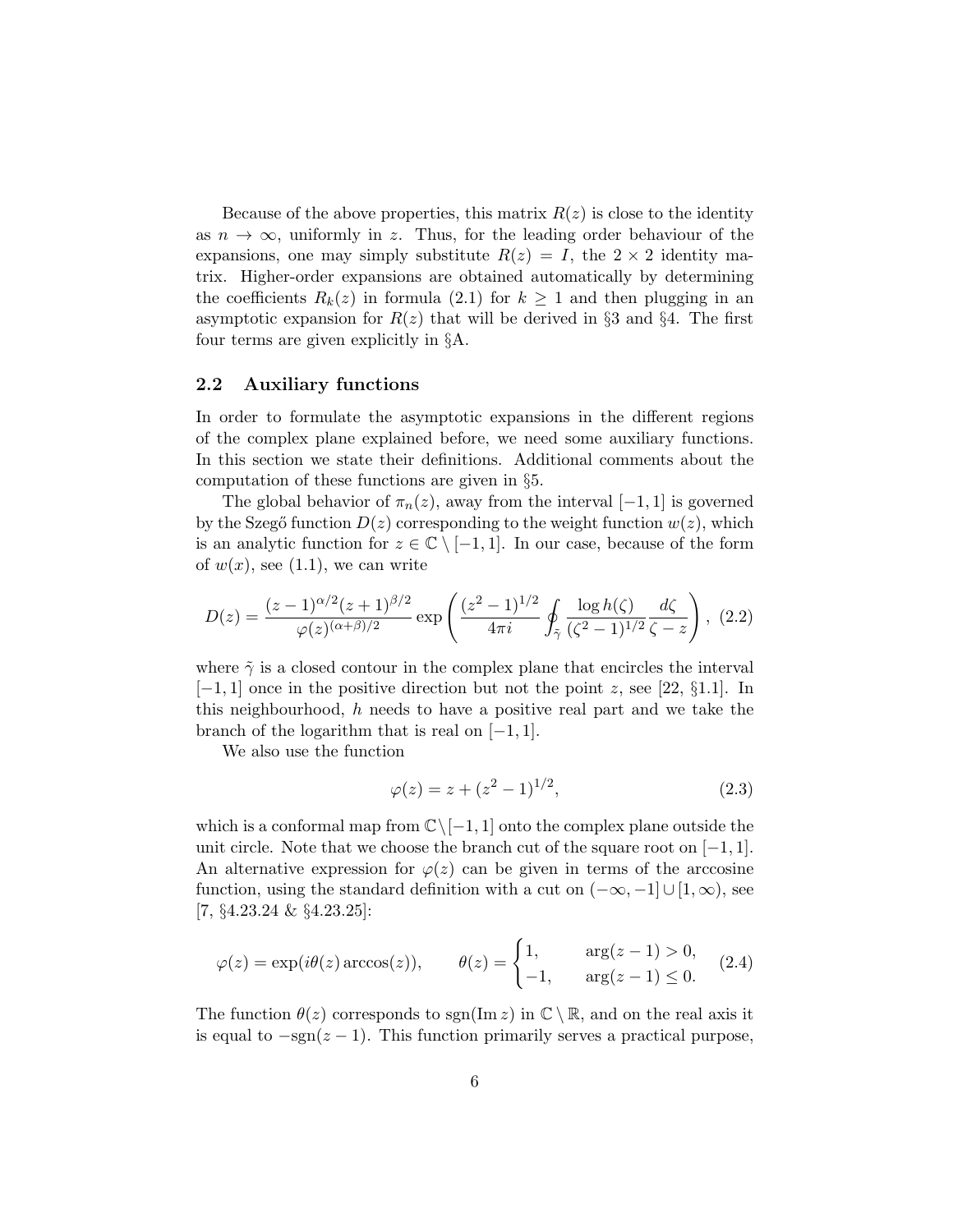Because of the above properties, this matrix $R(z)$ is close to the identity as $n \to \infty$, uniformly in $z$. Thus, for the leading order behaviour of the expansions, one may simply substitute $R(z) = I$, the $2 \times 2$ identity matrix. Higher-order expansions are obtained automatically by determining the coefficients $R_k(z)$ in formula (2.1) for $k \geq 1$ and then plugging in an asymptotic expansion for $R(z)$ that will be derived in §3 and §4. The first four terms are given explicitly in §A.

## 2.2 Auxiliary functions

In order to formulate the asymptotic expansions in the different regions of the complex plane explained before, we need some auxiliary functions. In this section we state their definitions. Additional comments about the computation of these functions are given in §5.

The global behavior of $\pi_n(z)$, away from the interval $[-1, 1]$ is governed by the Szegő function $D(z)$ corresponding to the weight function $w(z)$, which is an analytic function for $z \in \mathbb{C} \setminus [-1, 1]$. In our case, because of the form of $w(x)$, see (1.1), we can write

$$D(z) = \frac{(z-1)^{\alpha/2}(z+1)^{\beta/2}}{\varphi(z)^{(\alpha+\beta)/2}} \exp\left( \frac{(z^2-1)^{1/2}}{4\pi i} \oint_{\tilde{\gamma}} \frac{\log h(\zeta)}{(\zeta^2-1)^{1/2}} \frac{d\zeta}{\zeta - z} \right), \quad (2.2)$$

where $\tilde{\gamma}$ is a closed contour in the complex plane that encircles the interval $[-1, 1]$ once in the positive direction but not the point $z$, see [22, §1.1]. In this neighbourhood, $h$ needs to have a positive real part and we take the branch of the logarithm that is real on $[-1, 1]$.

We also use the function

$$\varphi(z) = z + (z^2 - 1)^{1/2}, \quad (2.3)$$

which is a conformal map from $\mathbb{C} \setminus [-1, 1]$ onto the complex plane outside the unit circle. Note that we choose the branch cut of the square root on $[-1, 1]$. An alternative expression for $\varphi(z)$ can be given in terms of the arccosine function, using the standard definition with a cut on $(-\infty, -1] \cup [1, \infty)$, see [7, §4.23.24 & §4.23.25]:

$$\varphi(z) = \exp(i\theta(z) \arccos(z)), \qquad \theta(z) = \begin{cases} 1, & \arg(z-1) > 0, \\ -1, & \arg(z-1) \leq 0. \end{cases} \quad (2.4)$$

The function $\theta(z)$ corresponds to $\operatorname{sgn}(\operatorname{Im} z)$ in $\mathbb{C} \setminus \mathbb{R}$, and on the real axis it is equal to $-\operatorname{sgn}(z-1)$. This function primarily serves a practical purpose,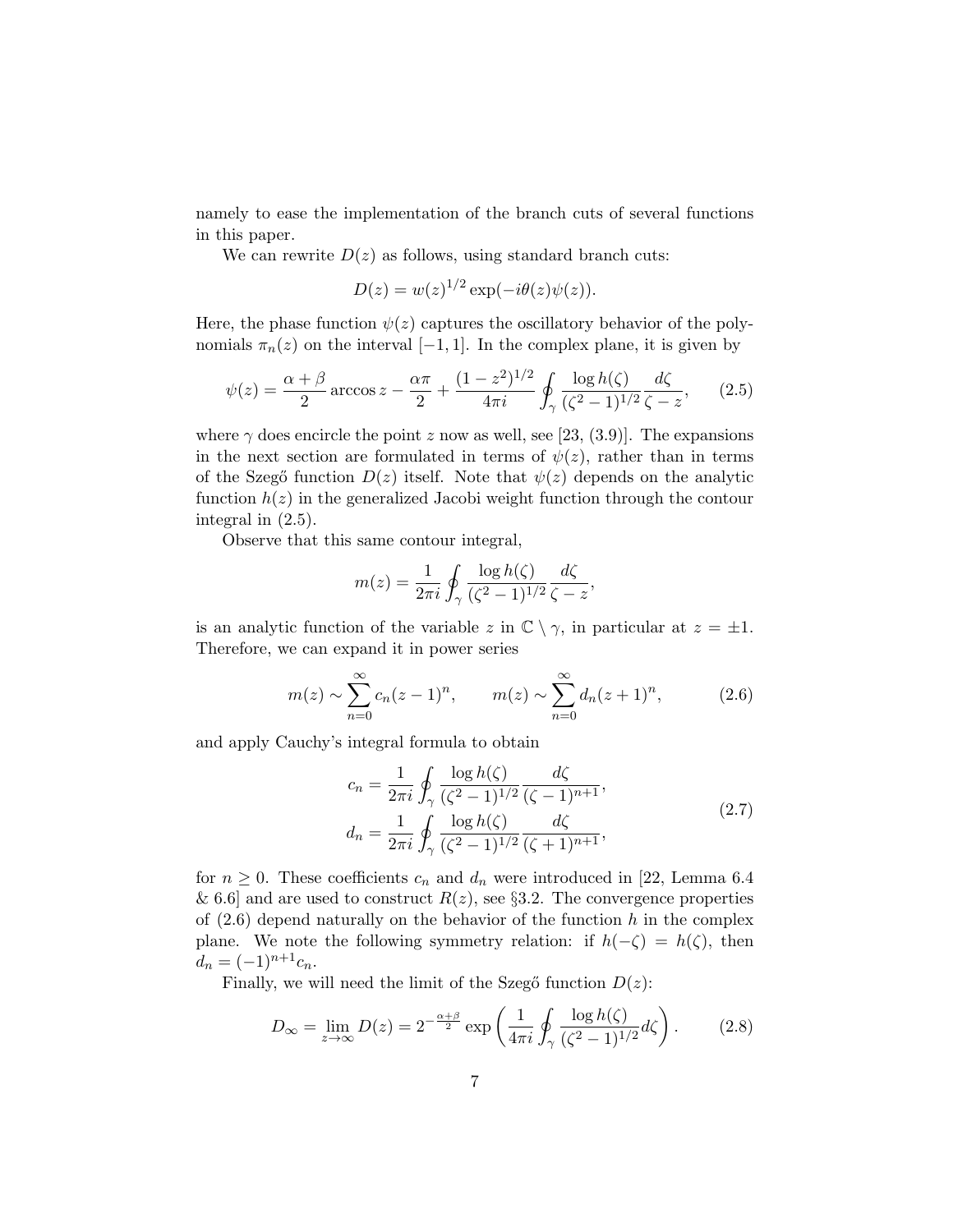namely to ease the implementation of the branch cuts of several functions in this paper.

We can rewrite $D(z)$ as follows, using standard branch cuts:

$$D(z) = w(z)^{1/2} \exp(-i\theta(z)\psi(z)).$$

Here, the phase function $\psi(z)$ captures the oscillatory behavior of the polynomials $\pi_n(z)$ on the interval $[-1, 1]$. In the complex plane, it is given by

$$\psi(z) = \frac{\alpha+\beta}{2} \arccos z - \frac{\alpha\pi}{2} + \frac{(1-z^2)^{1/2}}{4\pi i} \oint_\gamma \frac{\log h(\zeta)}{(\zeta^2-1)^{1/2}} \frac{d\zeta}{\zeta - z}, \tag{2.5}$$

where $\gamma$ does encircle the point $z$ now as well, see [23, (3.9)]. The expansions in the next section are formulated in terms of $\psi(z)$, rather than in terms of the Szegő function $D(z)$ itself. Note that $\psi(z)$ depends on the analytic function $h(z)$ in the generalized Jacobi weight function through the contour integral in (2.5).

Observe that this same contour integral,

$$m(z) = \frac{1}{2\pi i} \oint_\gamma \frac{\log h(\zeta)}{(\zeta^2-1)^{1/2}} \frac{d\zeta}{\zeta - z},$$

is an analytic function of the variable $z$ in $\mathbb{C} \setminus \gamma$, in particular at $z = \pm 1$. Therefore, we can expand it in power series

$$m(z) \sim \sum_{n=0}^{\infty} c_n (z-1)^n, \qquad m(z) \sim \sum_{n=0}^{\infty} d_n (z+1)^n, \tag{2.6}$$

and apply Cauchy's integral formula to obtain

$$\begin{aligned} c_n &= \frac{1}{2\pi i} \oint_\gamma \frac{\log h(\zeta)}{(\zeta^2-1)^{1/2}} \frac{d\zeta}{(\zeta-1)^{n+1}}, \\ d_n &= \frac{1}{2\pi i} \oint_\gamma \frac{\log h(\zeta)}{(\zeta^2-1)^{1/2}} \frac{d\zeta}{(\zeta+1)^{n+1}}, \end{aligned} \tag{2.7}$$

for $n \geq 0$. These coefficients $c_n$ and $d_n$ were introduced in [22, Lemma 6.4 & 6.6] and are used to construct $R(z)$, see §3.2. The convergence properties of (2.6) depend naturally on the behavior of the function $h$ in the complex plane. We note the following symmetry relation: if $h(-\zeta) = h(\zeta)$, then $d_n = (-1)^{n+1} c_n$.

Finally, we will need the limit of the Szegő function $D(z)$:

$$D_\infty = \lim_{z \to \infty} D(z) = 2^{-\frac{\alpha+\beta}{2}} \exp\left( \frac{1}{4\pi i} \oint_\gamma \frac{\log h(\zeta)}{(\zeta^2-1)^{1/2}} d\zeta \right). \tag{2.8}$$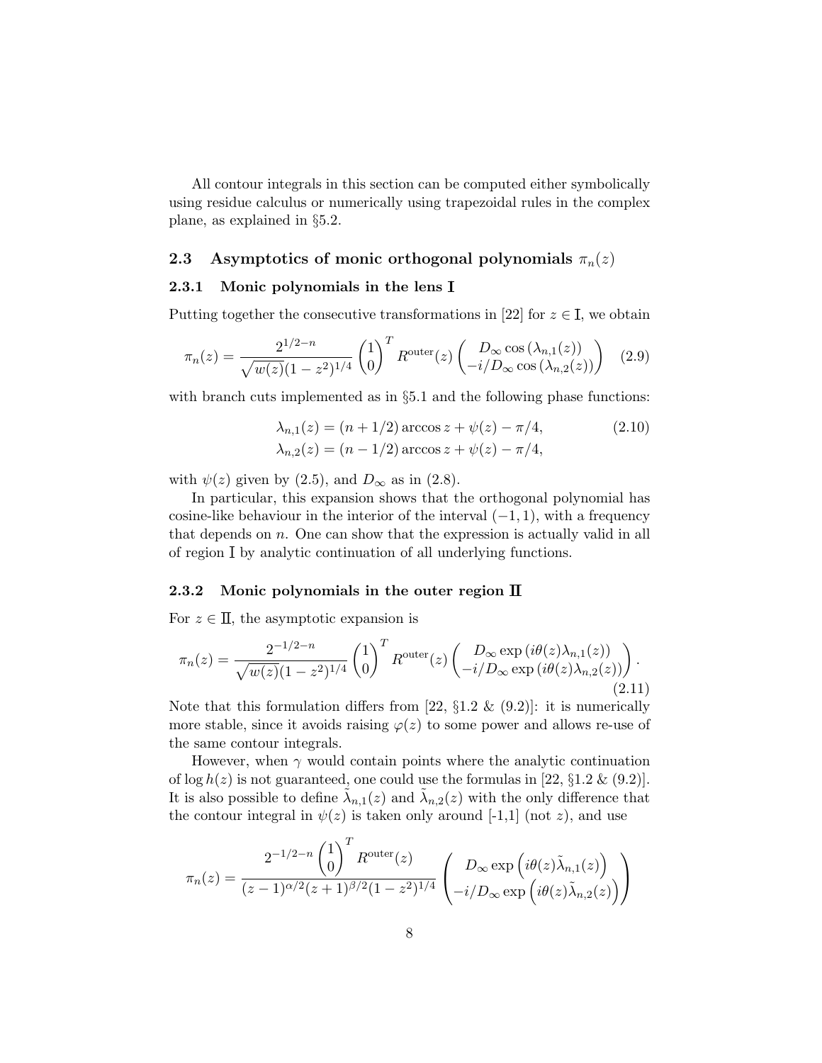All contour integrals in this section can be computed either symbolically using residue calculus or numerically using trapezoidal rules in the complex plane, as explained in §5.2.

## 2.3 Asymptotics of monic orthogonal polynomials $\pi_n(z)$

### 2.3.1 Monic polynomials in the lens I

Putting together the consecutive transformations in [22] for $z \in \mathrm{I}$, we obtain

$$\pi_n(z) = \frac{2^{1/2-n}}{\sqrt{w(z)}(1-z^2)^{1/4}} \begin{pmatrix} 1 \\ 0 \end{pmatrix}^T R^{\text{outer}}(z) \begin{pmatrix} D_\infty \cos(\lambda_{n,1}(z)) \\ -i/D_\infty \cos(\lambda_{n,2}(z)) \end{pmatrix} \quad (2.9)$$

with branch cuts implemented as in §5.1 and the following phase functions:

$$\begin{aligned} \lambda_{n,1}(z) &= (n+1/2)\arccos z + \psi(z) - \pi/4, \\ \lambda_{n,2}(z) &= (n-1/2)\arccos z + \psi(z) - \pi/4, \end{aligned} \quad (2.10)$$

with $\psi(z)$ given by (2.5), and $D_\infty$ as in (2.8).

In particular, this expansion shows that the orthogonal polynomial has cosine-like behaviour in the interior of the interval $(-1, 1)$, with a frequency that depends on $n$. One can show that the expression is actually valid in all of region I by analytic continuation of all underlying functions.

### 2.3.2 Monic polynomials in the outer region II

For $z \in \mathrm{II}$, the asymptotic expansion is

$$\pi_n(z) = \frac{2^{-1/2-n}}{\sqrt{w(z)}(1-z^2)^{1/4}} \begin{pmatrix} 1 \\ 0 \end{pmatrix}^T R^{\text{outer}}(z) \begin{pmatrix} D_\infty \exp(i\theta(z)\lambda_{n,1}(z)) \\ -i/D_\infty \exp(i\theta(z)\lambda_{n,2}(z)) \end{pmatrix}. \quad (2.11)$$

Note that this formulation differs from [22, §1.2 & (9.2)]: it is numerically more stable, since it avoids raising $\varphi(z)$ to some power and allows re-use of the same contour integrals.

However, when $\gamma$ would contain points where the analytic continuation of $\log h(z)$ is not guaranteed, one could use the formulas in [22, §1.2 & (9.2)]. It is also possible to define $\tilde{\lambda}_{n,1}(z)$ and $\tilde{\lambda}_{n,2}(z)$ with the only difference that the contour integral in $\psi(z)$ is taken only around [-1,1] (not $z$), and use

$$\pi_n(z) = \frac{2^{-1/2-n} \begin{pmatrix} 1 \\ 0 \end{pmatrix}^T R^{\text{outer}}(z)}{(z-1)^{\alpha/2}(z+1)^{\beta/2}(1-z^2)^{1/4}} \begin{pmatrix} D_\infty \exp\left(i\theta(z)\tilde{\lambda}_{n,1}(z)\right) \\ -i/D_\infty \exp\left(i\theta(z)\tilde{\lambda}_{n,2}(z)\right) \end{pmatrix}$$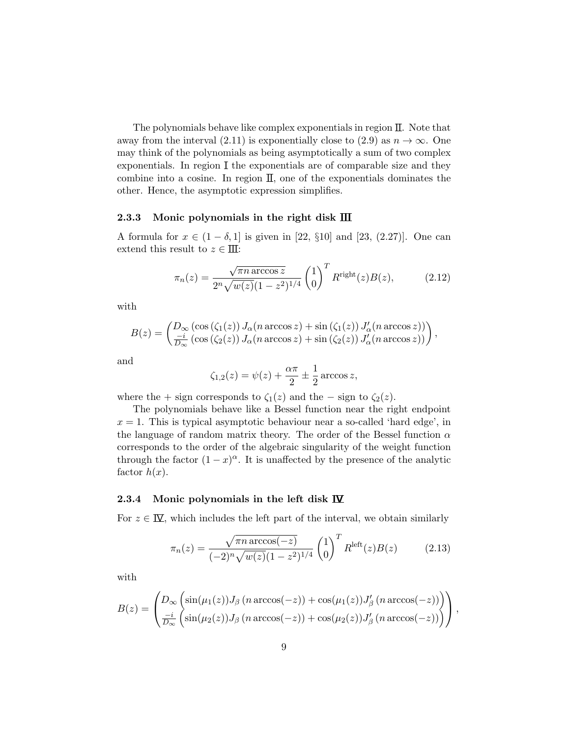The polynomials behave like complex exponentials in region II. Note that away from the interval (2.11) is exponentially close to (2.9) as $n \to \infty$. One may think of the polynomials as being asymptotically a sum of two complex exponentials. In region I the exponentials are of comparable size and they combine into a cosine. In region II, one of the exponentials dominates the other. Hence, the asymptotic expression simplifies.

### 2.3.3 Monic polynomials in the right disk III

A formula for $x \in (1-\delta, 1]$ is given in [22, §10] and [23, (2.27)]. One can extend this result to $z \in$ III:

$$\pi_n(z) = \frac{\sqrt{\pi n \arccos z}}{2^n \sqrt{w(z)}(1-z^2)^{1/4}} \begin{pmatrix} 1 \\ 0 \end{pmatrix}^T R^{\mathrm{right}}(z) B(z), \tag{2.12}$$

with

$$B(z) = \begin{pmatrix} D_\infty \left(\cos\left(\zeta_1(z)\right) J_\alpha(n \arccos z) + \sin\left(\zeta_1(z)\right) J_\alpha'(n \arccos z)\right) \\ \frac{-i}{D_\infty} \left(\cos\left(\zeta_2(z)\right) J_\alpha(n \arccos z) + \sin\left(\zeta_2(z)\right) J_\alpha'(n \arccos z)\right) \end{pmatrix},$$

and

$$\zeta_{1,2}(z) = \psi(z) + \frac{\alpha\pi}{2} \pm \frac{1}{2}\arccos z,$$

where the $+$ sign corresponds to $\zeta_1(z)$ and the $-$ sign to $\zeta_2(z)$.

The polynomials behave like a Bessel function near the right endpoint $x = 1$. This is typical asymptotic behaviour near a so-called 'hard edge', in the language of random matrix theory. The order of the Bessel function $\alpha$ corresponds to the order of the algebraic singularity of the weight function through the factor $(1-x)^\alpha$. It is unaffected by the presence of the analytic factor $h(x)$.

### 2.3.4 Monic polynomials in the left disk IV

For $z \in$ IV, which includes the left part of the interval, we obtain similarly

$$\pi_n(z) = \frac{\sqrt{\pi n \arccos(-z)}}{(-2)^n \sqrt{w(z)}(1-z^2)^{1/4}} \begin{pmatrix} 1 \\ 0 \end{pmatrix}^T R^{\mathrm{left}}(z) B(z) \tag{2.13}$$

with

$$B(z) = \begin{pmatrix} D_\infty \left(\sin(\mu_1(z)) J_\beta\left(n \arccos(-z)\right) + \cos(\mu_1(z)) J_\beta'\left(n \arccos(-z)\right)\right) \\ \frac{-i}{D_\infty} \left(\sin(\mu_2(z)) J_\beta\left(n \arccos(-z)\right) + \cos(\mu_2(z)) J_\beta'\left(n \arccos(-z)\right)\right) \end{pmatrix},$$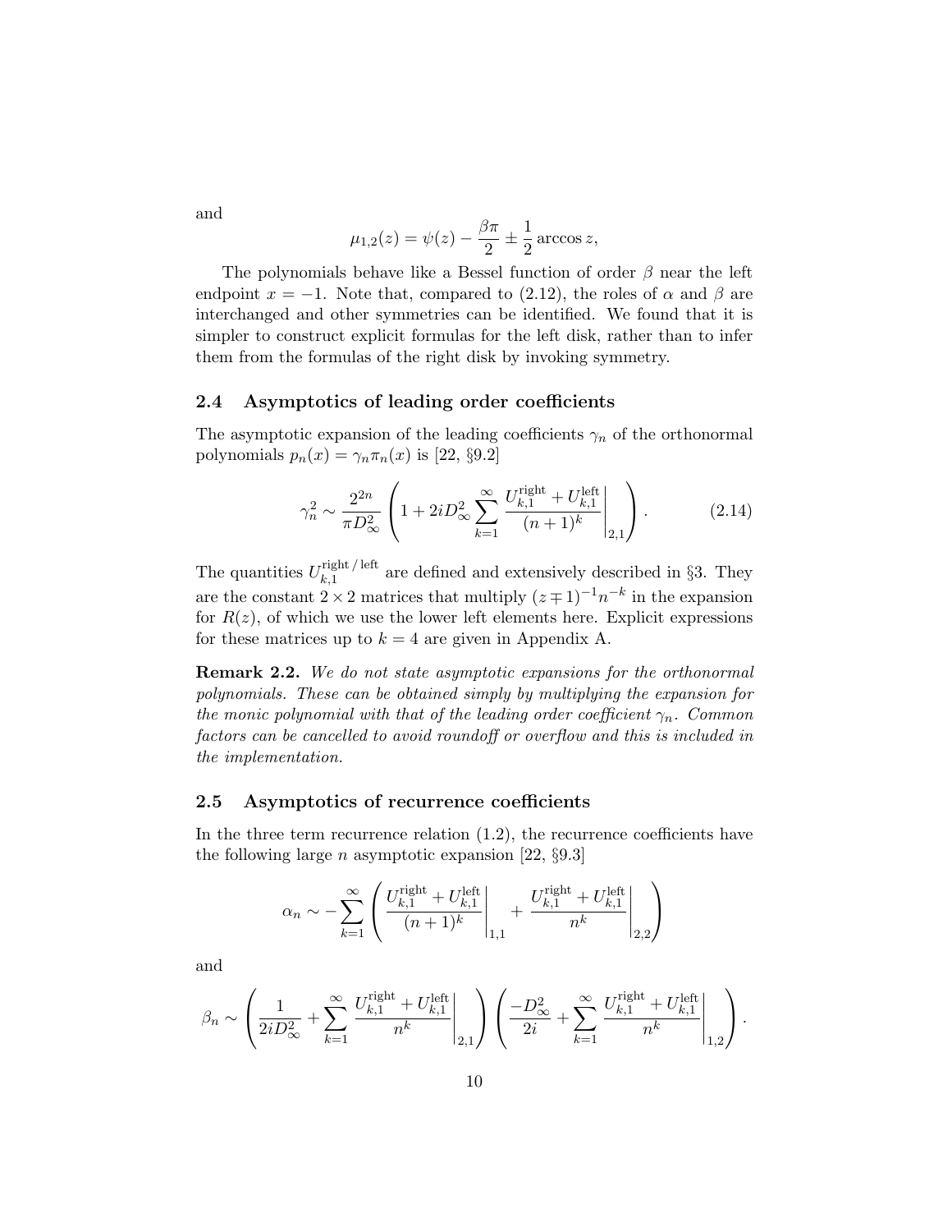and

$$\mu_{1,2}(z) = \psi(z) - \frac{\beta\pi}{2} \pm \frac{1}{2}\arccos z,$$

The polynomials behave like a Bessel function of order $\beta$ near the left endpoint $x = -1$. Note that, compared to (2.12), the roles of $\alpha$ and $\beta$ are interchanged and other symmetries can be identified. We found that it is simpler to construct explicit formulas for the left disk, rather than to infer them from the formulas of the right disk by invoking symmetry.

## 2.4 Asymptotics of leading order coefficients

The asymptotic expansion of the leading coefficients $\gamma_n$ of the orthonormal polynomials $p_n(x) = \gamma_n \pi_n(x)$ is [22, §9.2]

$$\gamma_n^2 \sim \frac{2^{2n}}{\pi D_\infty^2} \left( 1 + 2iD_\infty^2 \sum_{k=1}^{\infty} \left. \frac{U_{k,1}^{\text{right}} + U_{k,1}^{\text{left}}}{(n+1)^k} \right|_{2,1} \right). \tag{2.14}$$

The quantities $U_{k,1}^{\text{right}\,/\,\text{left}}$ are defined and extensively described in §3. They are the constant $2 \times 2$ matrices that multiply $(z \mp 1)^{-1} n^{-k}$ in the expansion for $R(z)$, of which we use the lower left elements here. Explicit expressions for these matrices up to $k = 4$ are given in Appendix A.

**Remark 2.2.** *We do not state asymptotic expansions for the orthonormal polynomials. These can be obtained simply by multiplying the expansion for the monic polynomial with that of the leading order coefficient $\gamma_n$. Common factors can be cancelled to avoid roundoff or overflow and this is included in the implementation.*

## 2.5 Asymptotics of recurrence coefficients

In the three term recurrence relation (1.2), the recurrence coefficients have the following large $n$ asymptotic expansion [22, §9.3]

$$\alpha_n \sim -\sum_{k=1}^{\infty} \left( \left. \frac{U_{k,1}^{\text{right}} + U_{k,1}^{\text{left}}}{(n+1)^k} \right|_{1,1} + \left. \frac{U_{k,1}^{\text{right}} + U_{k,1}^{\text{left}}}{n^k} \right|_{2,2} \right)$$

and

$$\beta_n \sim \left( \frac{1}{2iD_\infty^2} + \sum_{k=1}^{\infty} \left. \frac{U_{k,1}^{\text{right}} + U_{k,1}^{\text{left}}}{n^k} \right|_{2,1} \right) \left( \frac{-D_\infty^2}{2i} + \sum_{k=1}^{\infty} \left. \frac{U_{k,1}^{\text{right}} + U_{k,1}^{\text{left}}}{n^k} \right|_{1,2} \right).$$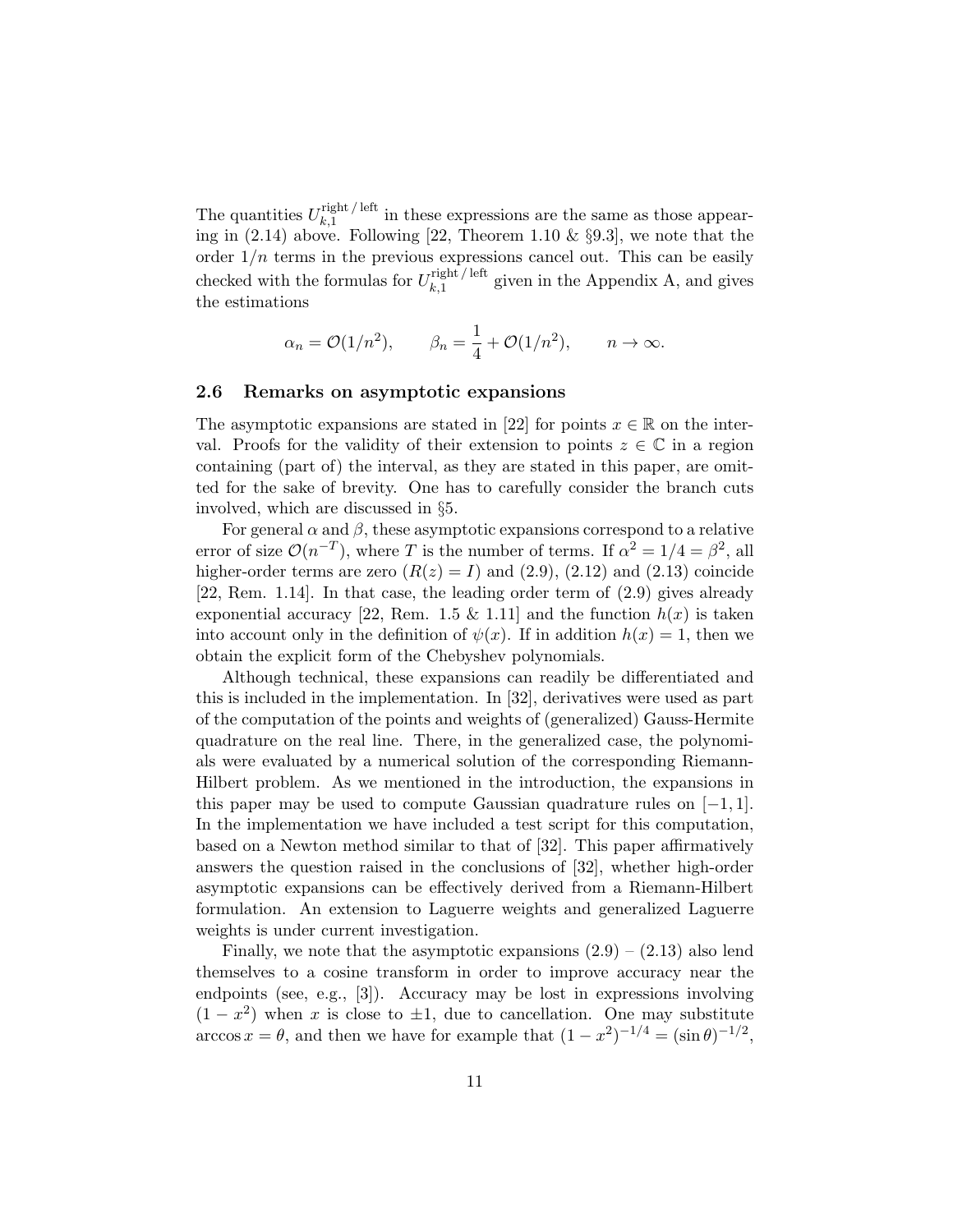The quantities $U_{k,1}^{\mathrm{right}\,/\,\mathrm{left}}$ in these expressions are the same as those appearing in (2.14) above. Following [22, Theorem 1.10 & §9.3], we note that the order $1/n$ terms in the previous expressions cancel out. This can be easily checked with the formulas for $U_{k,1}^{\mathrm{right}\,/\,\mathrm{left}}$ given in the Appendix A, and gives the estimations

$$\alpha_n = \mathcal{O}(1/n^2), \qquad \beta_n = \frac{1}{4} + \mathcal{O}(1/n^2), \qquad n \to \infty.$$

### 2.6 Remarks on asymptotic expansions

The asymptotic expansions are stated in [22] for points $x \in \mathbb{R}$ on the interval. Proofs for the validity of their extension to points $z \in \mathbb{C}$ in a region containing (part of) the interval, as they are stated in this paper, are omitted for the sake of brevity. One has to carefully consider the branch cuts involved, which are discussed in §5.

For general $\alpha$ and $\beta$, these asymptotic expansions correspond to a relative error of size $\mathcal{O}(n^{-T})$, where $T$ is the number of terms. If $\alpha^2 = 1/4 = \beta^2$, all higher-order terms are zero ($R(z) = I$) and (2.9), (2.12) and (2.13) coincide [22, Rem. 1.14]. In that case, the leading order term of (2.9) gives already exponential accuracy [22, Rem. 1.5 & 1.11] and the function $h(x)$ is taken into account only in the definition of $\psi(x)$. If in addition $h(x) = 1$, then we obtain the explicit form of the Chebyshev polynomials.

Although technical, these expansions can readily be differentiated and this is included in the implementation. In [32], derivatives were used as part of the computation of the points and weights of (generalized) Gauss-Hermite quadrature on the real line. There, in the generalized case, the polynomials were evaluated by a numerical solution of the corresponding Riemann-Hilbert problem. As we mentioned in the introduction, the expansions in this paper may be used to compute Gaussian quadrature rules on $[-1, 1]$. In the implementation we have included a test script for this computation, based on a Newton method similar to that of [32]. This paper affirmatively answers the question raised in the conclusions of [32], whether high-order asymptotic expansions can be effectively derived from a Riemann-Hilbert formulation. An extension to Laguerre weights and generalized Laguerre weights is under current investigation.

Finally, we note that the asymptotic expansions (2.9) – (2.13) also lend themselves to a cosine transform in order to improve accuracy near the endpoints (see, e.g., [3]). Accuracy may be lost in expressions involving $(1 - x^2)$ when $x$ is close to $\pm 1$, due to cancellation. One may substitute $\arccos x = \theta$, and then we have for example that $(1 - x^2)^{-1/4} = (\sin\theta)^{-1/2}$,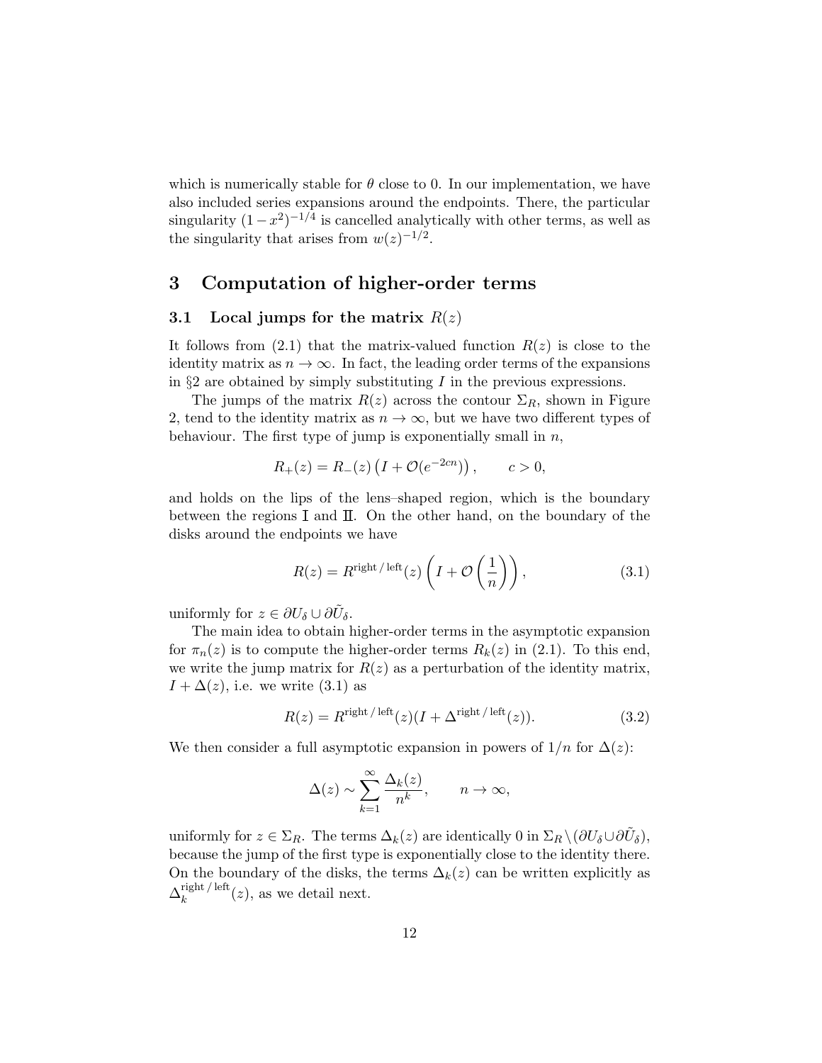which is numerically stable for $\theta$ close to 0. In our implementation, we have also included series expansions around the endpoints. There, the particular singularity $(1-x^2)^{-1/4}$ is cancelled analytically with other terms, as well as the singularity that arises from $w(z)^{-1/2}$.

# 3 Computation of higher-order terms

## 3.1 Local jumps for the matrix $R(z)$

It follows from (2.1) that the matrix-valued function $R(z)$ is close to the identity matrix as $n \to \infty$. In fact, the leading order terms of the expansions in §2 are obtained by simply substituting $I$ in the previous expressions.

The jumps of the matrix $R(z)$ across the contour $\Sigma_R$, shown in Figure 2, tend to the identity matrix as $n \to \infty$, but we have two different types of behaviour. The first type of jump is exponentially small in $n$,

$$R_+(z) = R_-(z)\left(I + \mathcal{O}(e^{-2cn})\right), \qquad c > 0,$$

and holds on the lips of the lens–shaped region, which is the boundary between the regions I and II. On the other hand, on the boundary of the disks around the endpoints we have

$$R(z) = R^{\mathrm{right}\,/\,\mathrm{left}}(z)\left(I + \mathcal{O}\left(\frac{1}{n}\right)\right), \tag{3.1}$$

uniformly for $z \in \partial U_\delta \cup \partial \tilde{U}_\delta$.

The main idea to obtain higher-order terms in the asymptotic expansion for $\pi_n(z)$ is to compute the higher-order terms $R_k(z)$ in (2.1). To this end, we write the jump matrix for $R(z)$ as a perturbation of the identity matrix, $I + \Delta(z)$, i.e. we write (3.1) as

$$R(z) = R^{\mathrm{right}\,/\,\mathrm{left}}(z)(I + \Delta^{\mathrm{right}\,/\,\mathrm{left}}(z)). \tag{3.2}$$

We then consider a full asymptotic expansion in powers of $1/n$ for $\Delta(z)$:

$$\Delta(z) \sim \sum_{k=1}^{\infty} \frac{\Delta_k(z)}{n^k}, \qquad n \to \infty,$$

uniformly for $z \in \Sigma_R$. The terms $\Delta_k(z)$ are identically 0 in $\Sigma_R \setminus (\partial U_\delta \cup \partial \tilde{U}_\delta)$, because the jump of the first type is exponentially close to the identity there. On the boundary of the disks, the terms $\Delta_k(z)$ can be written explicitly as $\Delta_k^{\mathrm{right}\,/\,\mathrm{left}}(z)$, as we detail next.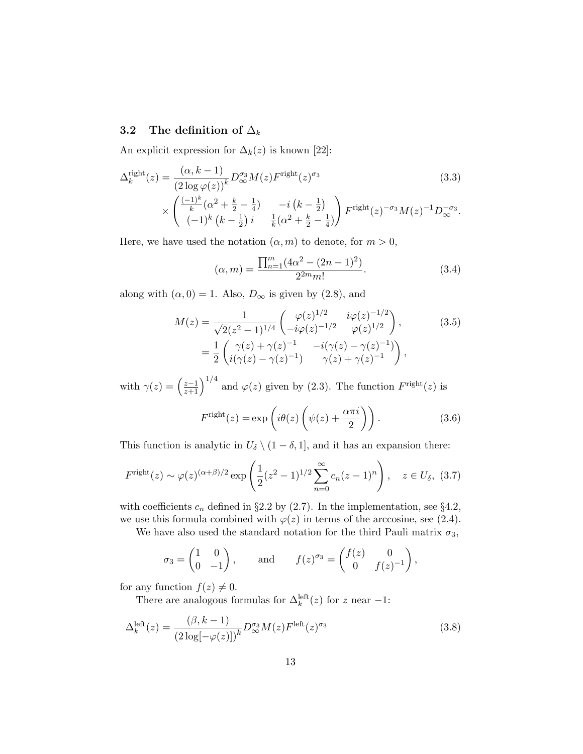### 3.2 The definition of $\Delta_k$

An explicit expression for $\Delta_k(z)$ is known [22]:

$$
\begin{aligned}
\Delta_k^{\mathrm{right}}(z) = \frac{(\alpha, k-1)}{(2\log\varphi(z))^k} D_\infty^{\sigma_3} M(z) F^{\mathrm{right}}(z)^{\sigma_3} \\
\times \begin{pmatrix} \frac{(-1)^k}{k}(\alpha^2 + \frac{k}{2} - \frac{1}{4}) & -i\left(k - \frac{1}{2}\right) \\ (-1)^k\left(k - \frac{1}{2}\right)i & \frac{1}{k}(\alpha^2 + \frac{k}{2} - \frac{1}{4}) \end{pmatrix} F^{\mathrm{right}}(z)^{-\sigma_3} M(z)^{-1} D_\infty^{-\sigma_3}.
\end{aligned}
\tag{3.3}
$$

Here, we have used the notation $(\alpha, m)$ to denote, for $m > 0$,

$$
(\alpha, m) = \frac{\prod_{n=1}^{m}(4\alpha^2 - (2n-1)^2)}{2^{2m} m!}. \tag{3.4}
$$

along with $(\alpha, 0) = 1$. Also, $D_\infty$ is given by (2.8), and

$$
\begin{aligned}
M(z) &= \frac{1}{\sqrt{2}(z^2-1)^{1/4}} \begin{pmatrix} \varphi(z)^{1/2} & i\varphi(z)^{-1/2} \\ -i\varphi(z)^{-1/2} & \varphi(z)^{1/2} \end{pmatrix}, \\
&= \frac{1}{2}\begin{pmatrix} \gamma(z) + \gamma(z)^{-1} & -i(\gamma(z) - \gamma(z)^{-1}) \\ i(\gamma(z) - \gamma(z)^{-1}) & \gamma(z) + \gamma(z)^{-1} \end{pmatrix},
\end{aligned}
\tag{3.5}
$$

with $\gamma(z) = \left(\frac{z-1}{z+1}\right)^{1/4}$ and $\varphi(z)$ given by (2.3). The function $F^{\mathrm{right}}(z)$ is

$$
F^{\mathrm{right}}(z) = \exp\left(i\theta(z)\left(\psi(z) + \frac{\alpha\pi i}{2}\right)\right). \tag{3.6}
$$

This function is analytic in $U_\delta \setminus (1-\delta, 1]$, and it has an expansion there:

$$
F^{\mathrm{right}}(z) \sim \varphi(z)^{(\alpha+\beta)/2} \exp\left(\frac{1}{2}(z^2-1)^{1/2}\sum_{n=0}^{\infty} c_n (z-1)^n\right), \quad z \in U_\delta, \tag{3.7}
$$

with coefficients $c_n$ defined in §2.2 by (2.7). In the implementation, see §4.2, we use this formula combined with $\varphi(z)$ in terms of the arccosine, see (2.4).

We have also used the standard notation for the third Pauli matrix $\sigma_3$,

$$
\sigma_3 = \begin{pmatrix} 1 & 0 \\ 0 & -1 \end{pmatrix}, \qquad \text{and} \qquad f(z)^{\sigma_3} = \begin{pmatrix} f(z) & 0 \\ 0 & f(z)^{-1} \end{pmatrix},
$$

for any function $f(z) \neq 0$.

There are analogous formulas for $\Delta_k^{\mathrm{left}}(z)$ for $z$ near $-1$:

$$
\Delta_k^{\mathrm{left}}(z) = \frac{(\beta, k-1)}{(2\log[-\varphi(z)])^k} D_\infty^{\sigma_3} M(z) F^{\mathrm{left}}(z)^{\sigma_3} \tag{3.8}
$$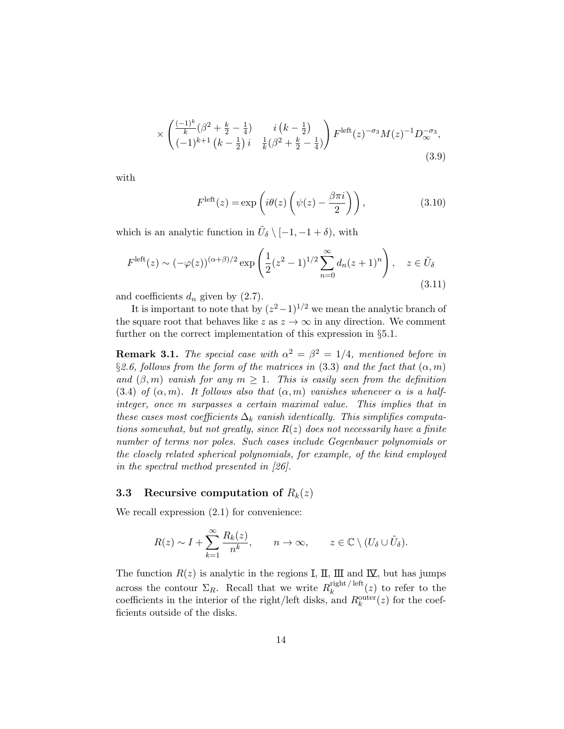$$\times \begin{pmatrix} \frac{(-1)^k}{k}(\beta^2 + \frac{k}{2} - \frac{1}{4}) & i\left(k - \frac{1}{2}\right) \\ (-1)^{k+1}\left(k - \frac{1}{2}\right)i & \frac{1}{k}(\beta^2 + \frac{k}{2} - \frac{1}{4}) \end{pmatrix} F^{\text{left}}(z)^{-\sigma_3} M(z)^{-1} D_\infty^{-\sigma_3}, \tag{3.9}$$

with

$$F^{\text{left}}(z) = \exp\left(i\theta(z)\left(\psi(z) - \frac{\beta\pi i}{2}\right)\right), \tag{3.10}$$

which is an analytic function in $\tilde{U}_\delta \setminus [-1, -1+\delta)$, with

$$F^{\text{left}}(z) \sim (-\varphi(z))^{(\alpha+\beta)/2} \exp\left(\frac{1}{2}(z^2-1)^{1/2} \sum_{n=0}^{\infty} d_n (z+1)^n\right), \quad z \in \tilde{U}_\delta \tag{3.11}$$

and coefficients $d_n$ given by (2.7).

It is important to note that by $(z^2-1)^{1/2}$ we mean the analytic branch of the square root that behaves like $z$ as $z \to \infty$ in any direction. We comment further on the correct implementation of this expression in §5.1.

**Remark 3.1.** *The special case with $\alpha^2 = \beta^2 = 1/4$, mentioned before in §2.6, follows from the form of the matrices in* (3.3) *and the fact that $(\alpha, m)$ and $(\beta, m)$ vanish for any $m \geq 1$. This is easily seen from the definition* (3.4) *of $(\alpha, m)$. It follows also that $(\alpha, m)$ vanishes whenever $\alpha$ is a half-integer, once $m$ surpasses a certain maximal value. This implies that in these cases most coefficients $\Delta_k$ vanish identically. This simplifies computations somewhat, but not greatly, since $R(z)$ does not necessarily have a finite number of terms nor poles. Such cases include Gegenbauer polynomials or the closely related spherical polynomials, for example, of the kind employed in the spectral method presented in [26].*

### 3.3 Recursive computation of $R_k(z)$

We recall expression (2.1) for convenience:

$$R(z) \sim I + \sum_{k=1}^{\infty} \frac{R_k(z)}{n^k}, \qquad n \to \infty, \qquad z \in \mathbb{C} \setminus (U_\delta \cup \tilde{U}_\delta).$$

The function $R(z)$ is analytic in the regions I, II, III and IV, but has jumps across the contour $\Sigma_R$. Recall that we write $R_k^{\text{right}\,/\,\text{left}}(z)$ to refer to the coefficients in the interior of the right/left disks, and $R_k^{\text{outer}}(z)$ for the coefficients outside of the disks.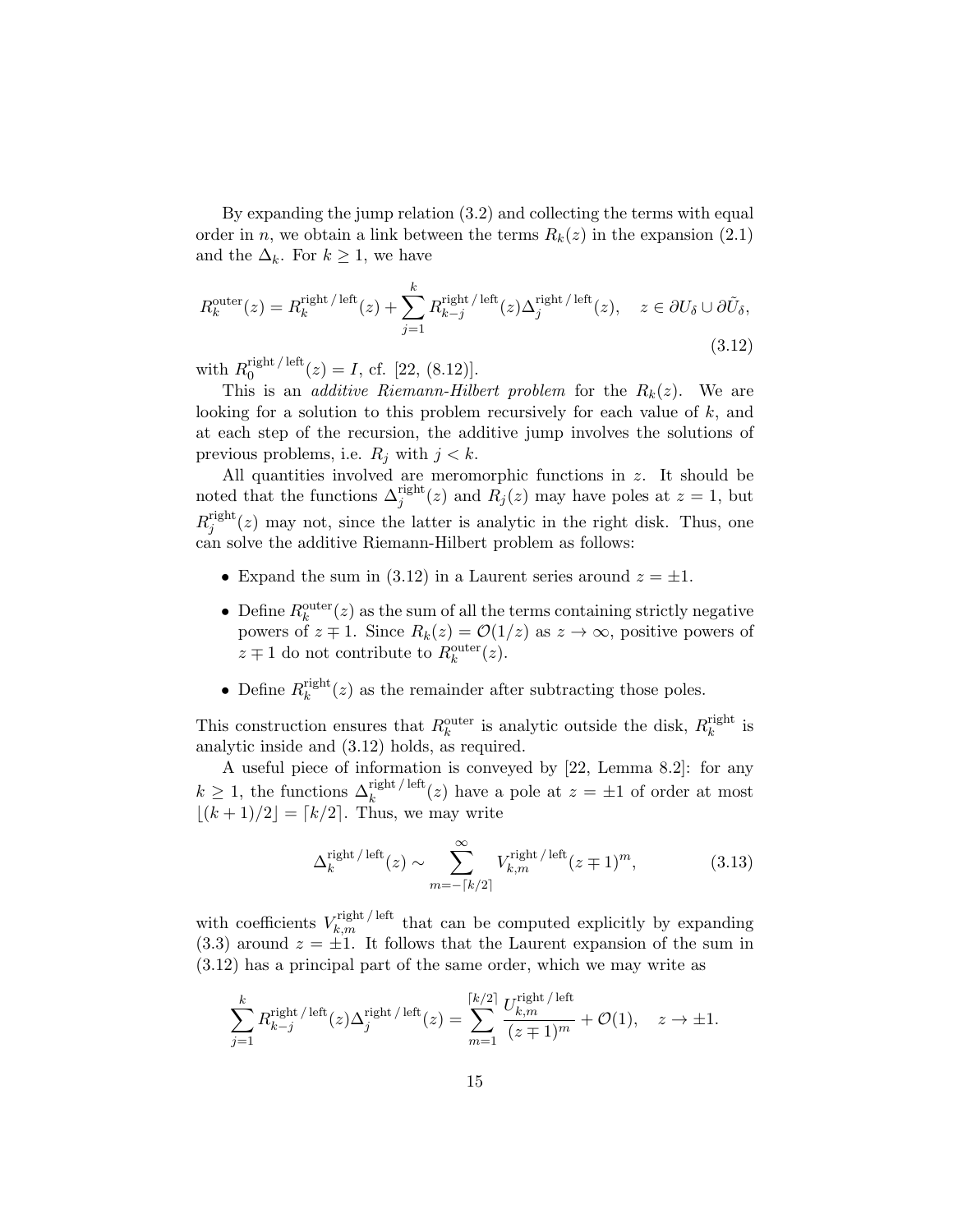By expanding the jump relation (3.2) and collecting the terms with equal order in $n$, we obtain a link between the terms $R_k(z)$ in the expansion (2.1) and the $\Delta_k$. For $k \geq 1$, we have

$$R_k^{\text{outer}}(z) = R_k^{\text{right / left}}(z) + \sum_{j=1}^{k} R_{k-j}^{\text{right / left}}(z) \Delta_j^{\text{right / left}}(z), \quad z \in \partial U_\delta \cup \partial \tilde{U}_\delta, \tag{3.12}$$

with $R_0^{\text{right / left}}(z) = I$, cf. [22, (8.12)].

This is an *additive Riemann-Hilbert problem* for the $R_k(z)$. We are looking for a solution to this problem recursively for each value of $k$, and at each step of the recursion, the additive jump involves the solutions of previous problems, i.e. $R_j$ with $j < k$.

All quantities involved are meromorphic functions in $z$. It should be noted that the functions $\Delta_j^{\text{right}}(z)$ and $R_j(z)$ may have poles at $z = 1$, but $R_j^{\text{right}}(z)$ may not, since the latter is analytic in the right disk. Thus, one can solve the additive Riemann-Hilbert problem as follows:

- Expand the sum in (3.12) in a Laurent series around $z = \pm 1$.
- Define $R_k^{\text{outer}}(z)$ as the sum of all the terms containing strictly negative powers of $z \mp 1$. Since $R_k(z) = \mathcal{O}(1/z)$ as $z \to \infty$, positive powers of $z \mp 1$ do not contribute to $R_k^{\text{outer}}(z)$.
- Define $R_k^{\text{right}}(z)$ as the remainder after subtracting those poles.

This construction ensures that $R_k^{\text{outer}}$ is analytic outside the disk, $R_k^{\text{right}}$ is analytic inside and (3.12) holds, as required.

A useful piece of information is conveyed by [22, Lemma 8.2]: for any $k \geq 1$, the functions $\Delta_k^{\text{right / left}}(z)$ have a pole at $z = \pm 1$ of order at most $\lfloor (k+1)/2 \rfloor = \lceil k/2 \rceil$. Thus, we may write

$$\Delta_k^{\text{right / left}}(z) \sim \sum_{m=-\lceil k/2 \rceil}^{\infty} V_{k,m}^{\text{right / left}} (z \mp 1)^m, \tag{3.13}$$

with coefficients $V_{k,m}^{\text{right / left}}$ that can be computed explicitly by expanding (3.3) around $z = \pm 1$. It follows that the Laurent expansion of the sum in (3.12) has a principal part of the same order, which we may write as

$$\sum_{j=1}^{k} R_{k-j}^{\text{right / left}}(z) \Delta_j^{\text{right / left}}(z) = \sum_{m=1}^{\lceil k/2 \rceil} \frac{U_{k,m}^{\text{right / left}}}{(z \mp 1)^m} + \mathcal{O}(1), \quad z \to \pm 1.$$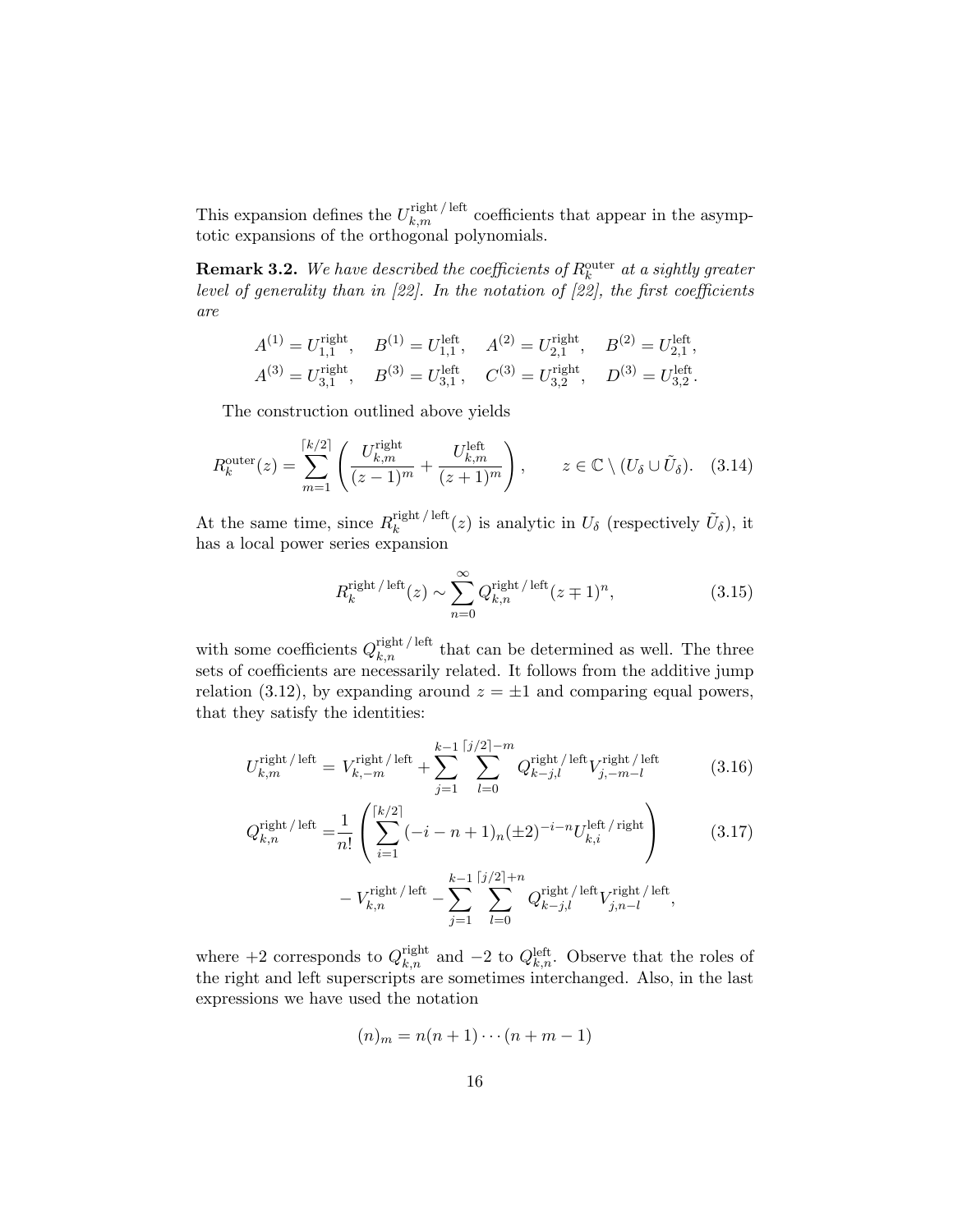This expansion defines the $U_{k,m}^{\text{right}\,/\,\text{left}}$ coefficients that appear in the asymptotic expansions of the orthogonal polynomials.

**Remark 3.2.** *We have described the coefficients of $R_k^{\text{outer}}$ at a sightly greater level of generality than in [22]. In the notation of [22], the first coefficients are*

$$
\begin{aligned}
A^{(1)} &= U_{1,1}^{\text{right}}, \quad B^{(1)} = U_{1,1}^{\text{left}}, \quad A^{(2)} = U_{2,1}^{\text{right}}, \quad B^{(2)} = U_{2,1}^{\text{left}}, \\
A^{(3)} &= U_{3,1}^{\text{right}}, \quad B^{(3)} = U_{3,1}^{\text{left}}, \quad C^{(3)} = U_{3,2}^{\text{right}}, \quad D^{(3)} = U_{3,2}^{\text{left}}.
\end{aligned}
$$

The construction outlined above yields

$$
R_k^{\text{outer}}(z) = \sum_{m=1}^{\lceil k/2 \rceil} \left( \frac{U_{k,m}^{\text{right}}}{(z-1)^m} + \frac{U_{k,m}^{\text{left}}}{(z+1)^m} \right), \qquad z \in \mathbb{C} \setminus (U_\delta \cup \tilde{U}_\delta). \tag{3.14}
$$

At the same time, since $R_k^{\text{right}\,/\,\text{left}}(z)$ is analytic in $U_\delta$ (respectively $\tilde{U}_\delta$), it has a local power series expansion

$$
R_k^{\text{right}\,/\,\text{left}}(z) \sim \sum_{n=0}^{\infty} Q_{k,n}^{\text{right}\,/\,\text{left}} (z \mp 1)^n, \tag{3.15}
$$

with some coefficients $Q_{k,n}^{\text{right}\,/\,\text{left}}$ that can be determined as well. The three sets of coefficients are necessarily related. It follows from the additive jump relation (3.12), by expanding around $z = \pm 1$ and comparing equal powers, that they satisfy the identities:

$$
U_{k,m}^{\text{right}\,/\,\text{left}} = V_{k,-m}^{\text{right}\,/\,\text{left}} + \sum_{j=1}^{k-1} \sum_{l=0}^{\lceil j/2 \rceil - m} Q_{k-j,l}^{\text{right}\,/\,\text{left}} V_{j,-m-l}^{\text{right}\,/\,\text{left}} \tag{3.16}
$$

$$
\begin{aligned}
Q_{k,n}^{\text{right}\,/\,\text{left}} = &\frac{1}{n!} \left( \sum_{i=1}^{\lceil k/2 \rceil} (-i-n+1)_n (\pm 2)^{-i-n} U_{k,i}^{\text{left}\,/\,\text{right}} \right) \\
&- V_{k,n}^{\text{right}\,/\,\text{left}} - \sum_{j=1}^{k-1} \sum_{l=0}^{\lceil j/2 \rceil + n} Q_{k-j,l}^{\text{right}\,/\,\text{left}} V_{j,n-l}^{\text{right}\,/\,\text{left}},
\end{aligned} \tag{3.17}
$$

where $+2$ corresponds to $Q_{k,n}^{\text{right}}$ and $-2$ to $Q_{k,n}^{\text{left}}$. Observe that the roles of the right and left superscripts are sometimes interchanged. Also, in the last expressions we have used the notation

$$
(n)_m = n(n+1)\cdots(n+m-1)
$$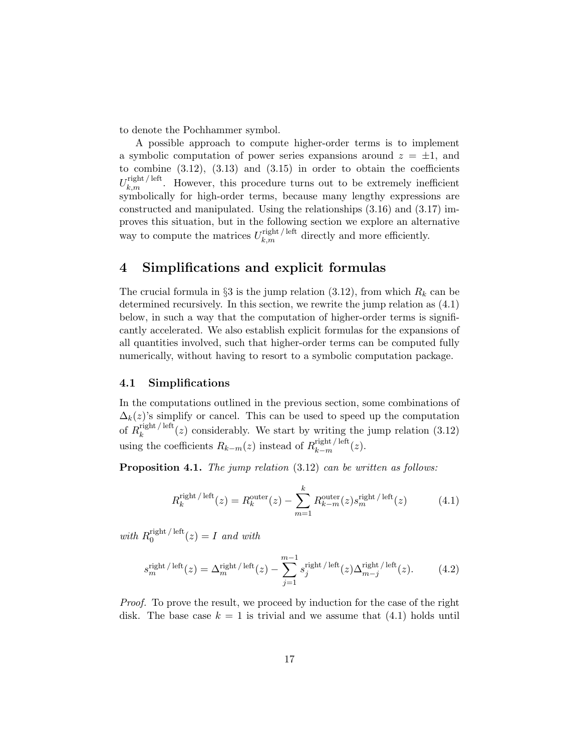to denote the Pochhammer symbol.

A possible approach to compute higher-order terms is to implement a symbolic computation of power series expansions around $z = \pm 1$, and to combine (3.12), (3.13) and (3.15) in order to obtain the coefficients $U_{k,m}^{\text{right}\,/\,\text{left}}$. However, this procedure turns out to be extremely inefficient symbolically for high-order terms, because many lengthy expressions are constructed and manipulated. Using the relationships (3.16) and (3.17) improves this situation, but in the following section we explore an alternative way to compute the matrices $U_{k,m}^{\text{right}\,/\,\text{left}}$ directly and more efficiently.

## 4 Simplifications and explicit formulas

The crucial formula in §3 is the jump relation (3.12), from which $R_k$ can be determined recursively. In this section, we rewrite the jump relation as (4.1) below, in such a way that the computation of higher-order terms is significantly accelerated. We also establish explicit formulas for the expansions of all quantities involved, such that higher-order terms can be computed fully numerically, without having to resort to a symbolic computation package.

### 4.1 Simplifications

In the computations outlined in the previous section, some combinations of $\Delta_k(z)$'s simplify or cancel. This can be used to speed up the computation of $R_k^{\text{right}\,/\,\text{left}}(z)$ considerably. We start by writing the jump relation (3.12) using the coefficients $R_{k-m}(z)$ instead of $R_{k-m}^{\text{right}\,/\,\text{left}}(z)$.

**Proposition 4.1.** *The jump relation* (3.12) *can be written as follows:*

$$R_k^{\text{right}\,/\,\text{left}}(z) = R_k^{\text{outer}}(z) - \sum_{m=1}^{k} R_{k-m}^{\text{outer}}(z) s_m^{\text{right}\,/\,\text{left}}(z) \tag{4.1}$$

*with* $R_0^{\text{right}\,/\,\text{left}}(z) = I$ *and with*

$$s_m^{\text{right}\,/\,\text{left}}(z) = \Delta_m^{\text{right}\,/\,\text{left}}(z) - \sum_{j=1}^{m-1} s_j^{\text{right}\,/\,\text{left}}(z) \Delta_{m-j}^{\text{right}\,/\,\text{left}}(z). \tag{4.2}$$

*Proof.* To prove the result, we proceed by induction for the case of the right disk. The base case $k = 1$ is trivial and we assume that (4.1) holds until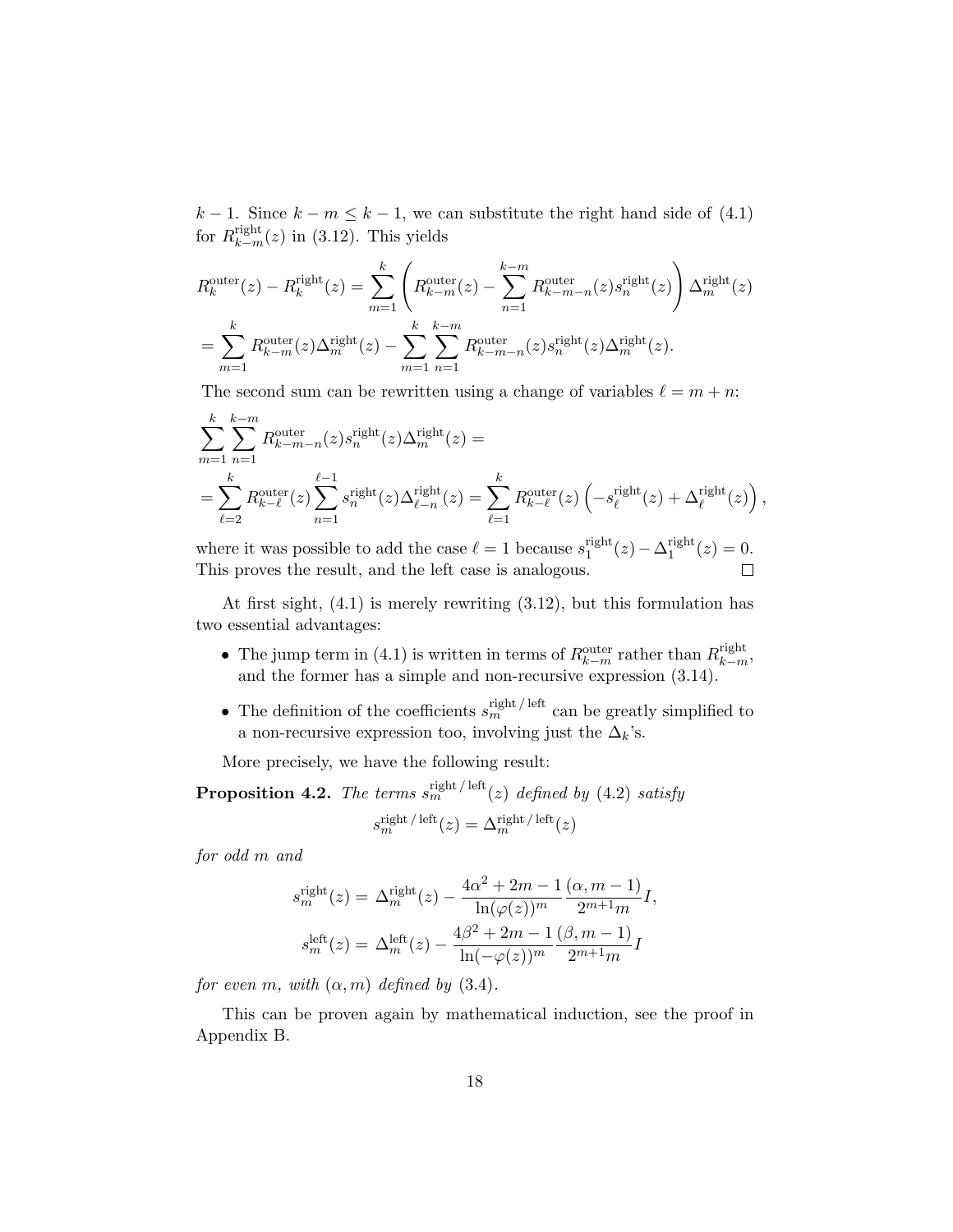$k-1$. Since $k-m \leq k-1$, we can substitute the right hand side of (4.1) for $R_{k-m}^{\text{right}}(z)$ in (3.12). This yields

$$
\begin{aligned}
R_k^{\text{outer}}(z) - R_k^{\text{right}}(z) &= \sum_{m=1}^{k} \left( R_{k-m}^{\text{outer}}(z) - \sum_{n=1}^{k-m} R_{k-m-n}^{\text{outer}}(z) s_n^{\text{right}}(z) \right) \Delta_m^{\text{right}}(z) \\
&= \sum_{m=1}^{k} R_{k-m}^{\text{outer}}(z) \Delta_m^{\text{right}}(z) - \sum_{m=1}^{k} \sum_{n=1}^{k-m} R_{k-m-n}^{\text{outer}}(z) s_n^{\text{right}}(z) \Delta_m^{\text{right}}(z).
\end{aligned}
$$

The second sum can be rewritten using a change of variables $\ell = m+n$:

$$
\begin{aligned}
&\sum_{m=1}^{k} \sum_{n=1}^{k-m} R_{k-m-n}^{\text{outer}}(z) s_n^{\text{right}}(z) \Delta_m^{\text{right}}(z) = \\
&= \sum_{\ell=2}^{k} R_{k-\ell}^{\text{outer}}(z) \sum_{n=1}^{\ell-1} s_n^{\text{right}}(z) \Delta_{\ell-n}^{\text{right}}(z) = \sum_{\ell=1}^{k} R_{k-\ell}^{\text{outer}}(z) \left( -s_\ell^{\text{right}}(z) + \Delta_\ell^{\text{right}}(z) \right),
\end{aligned}
$$

where it was possible to add the case $\ell = 1$ because $s_1^{\text{right}}(z) - \Delta_1^{\text{right}}(z) = 0$. This proves the result, and the left case is analogous. $\square$

At first sight, (4.1) is merely rewriting (3.12), but this formulation has two essential advantages:

- The jump term in (4.1) is written in terms of $R_{k-m}^{\text{outer}}$ rather than $R_{k-m}^{\text{right}}$, and the former has a simple and non-recursive expression (3.14).
- The definition of the coefficients $s_m^{\text{right}\,/\,\text{left}}$ can be greatly simplified to a non-recursive expression too, involving just the $\Delta_k$'s.

More precisely, we have the following result:

**Proposition 4.2.** *The terms $s_m^{\text{right}\,/\,\text{left}}(z)$ defined by (4.2) satisfy*

$$
s_m^{\text{right}\,/\,\text{left}}(z) = \Delta_m^{\text{right}\,/\,\text{left}}(z)
$$

*for odd $m$ and*

$$
\begin{aligned}
s_m^{\text{right}}(z) &= \Delta_m^{\text{right}}(z) - \frac{4\alpha^2 + 2m - 1}{\ln(\varphi(z))^m} \frac{(\alpha, m-1)}{2^{m+1} m} I, \\
s_m^{\text{left}}(z) &= \Delta_m^{\text{left}}(z) - \frac{4\beta^2 + 2m - 1}{\ln(-\varphi(z))^m} \frac{(\beta, m-1)}{2^{m+1} m} I
\end{aligned}
$$

*for even $m$, with $(\alpha, m)$ defined by (3.4).*

This can be proven again by mathematical induction, see the proof in Appendix B.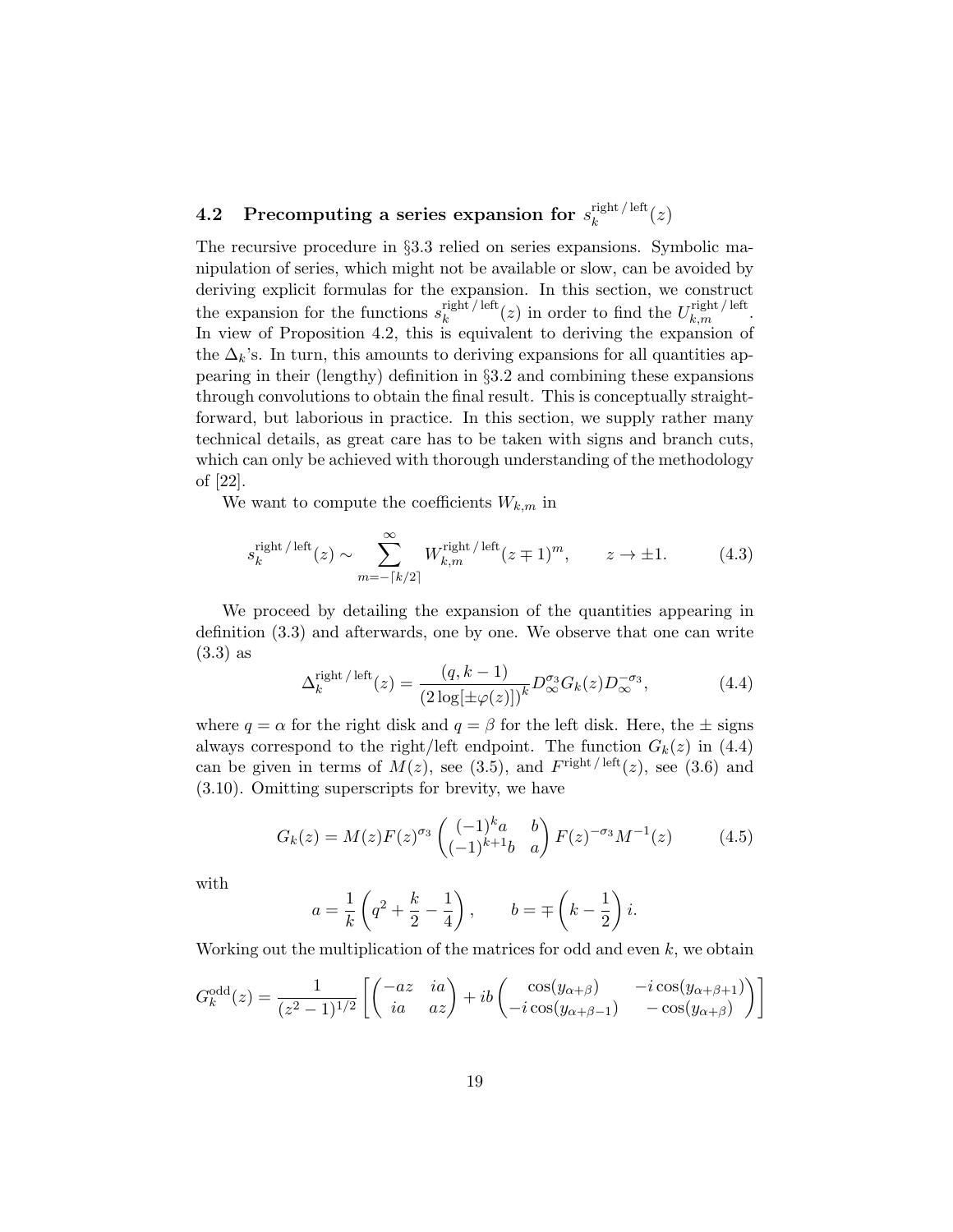### 4.2 Precomputing a series expansion for $s_k^{\mathrm{right\,/\,left}}(z)$

The recursive procedure in §3.3 relied on series expansions. Symbolic manipulation of series, which might not be available or slow, can be avoided by deriving explicit formulas for the expansion. In this section, we construct the expansion for the functions $s_k^{\mathrm{right\,/\,left}}(z)$ in order to find the $U_{k,m}^{\mathrm{right\,/\,left}}$. In view of Proposition 4.2, this is equivalent to deriving the expansion of the $\Delta_k$'s. In turn, this amounts to deriving expansions for all quantities appearing in their (lengthy) definition in §3.2 and combining these expansions through convolutions to obtain the final result. This is conceptually straightforward, but laborious in practice. In this section, we supply rather many technical details, as great care has to be taken with signs and branch cuts, which can only be achieved with thorough understanding of the methodology of [22].

We want to compute the coefficients $W_{k,m}$ in

$$s_k^{\mathrm{right\,/\,left}}(z) \sim \sum_{m=-\lceil k/2 \rceil}^{\infty} W_{k,m}^{\mathrm{right\,/\,left}}(z \mp 1)^m, \qquad z \to \pm 1. \tag{4.3}$$

We proceed by detailing the expansion of the quantities appearing in definition (3.3) and afterwards, one by one. We observe that one can write (3.3) as

$$\Delta_k^{\mathrm{right\,/\,left}}(z) = \frac{(q, k-1)}{(2\log[\pm\varphi(z)])^k} D_\infty^{\sigma_3} G_k(z) D_\infty^{-\sigma_3}, \tag{4.4}$$

where $q = \alpha$ for the right disk and $q = \beta$ for the left disk. Here, the $\pm$ signs always correspond to the right/left endpoint. The function $G_k(z)$ in (4.4) can be given in terms of $M(z)$, see (3.5), and $F^{\mathrm{right\,/\,left}}(z)$, see (3.6) and (3.10). Omitting superscripts for brevity, we have

$$G_k(z) = M(z) F(z)^{\sigma_3} \begin{pmatrix} (-1)^k a & b \\ (-1)^{k+1} b & a \end{pmatrix} F(z)^{-\sigma_3} M^{-1}(z) \tag{4.5}$$

with

$$a = \frac{1}{k}\left(q^2 + \frac{k}{2} - \frac{1}{4}\right), \qquad b = \mp\left(k - \frac{1}{2}\right) i.$$

Working out the multiplication of the matrices for odd and even $k$, we obtain

$$G_k^{\mathrm{odd}}(z) = \frac{1}{(z^2-1)^{1/2}} \left[ \begin{pmatrix} -az & ia \\ ia & az \end{pmatrix} + ib \begin{pmatrix} \cos(y_{\alpha+\beta}) & -i\cos(y_{\alpha+\beta+1}) \\ -i\cos(y_{\alpha+\beta-1}) & -\cos(y_{\alpha+\beta}) \end{pmatrix} \right]$$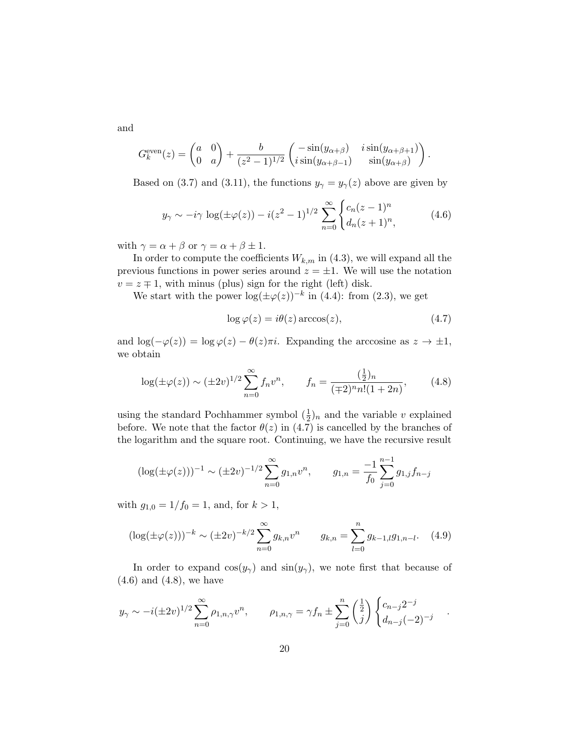and

$$G_k^{\text{even}}(z) = \begin{pmatrix} a & 0 \\ 0 & a \end{pmatrix} + \frac{b}{(z^2-1)^{1/2}} \begin{pmatrix} -\sin(y_{\alpha+\beta}) & i\sin(y_{\alpha+\beta+1}) \\ i\sin(y_{\alpha+\beta-1}) & \sin(y_{\alpha+\beta}) \end{pmatrix}.$$

Based on (3.7) and (3.11), the functions $y_\gamma = y_\gamma(z)$ above are given by

$$y_\gamma \sim -i\gamma \, \log(\pm\varphi(z)) - i(z^2-1)^{1/2} \sum_{n=0}^{\infty} \begin{cases} c_n(z-1)^n \\ d_n(z+1)^n, \end{cases} \tag{4.6}$$

with $\gamma = \alpha + \beta$ or $\gamma = \alpha + \beta \pm 1$.

In order to compute the coefficients $W_{k,m}$ in (4.3), we will expand all the previous functions in power series around $z = \pm 1$. We will use the notation $v = z \mp 1$, with minus (plus) sign for the right (left) disk.

We start with the power $\log(\pm\varphi(z))^{-k}$ in (4.4): from (2.3), we get

$$\log \varphi(z) = i\theta(z) \arccos(z), \tag{4.7}$$

and $\log(-\varphi(z)) = \log \varphi(z) - \theta(z)\pi i$. Expanding the arccosine as $z \to \pm 1$, we obtain

$$\log(\pm\varphi(z)) \sim (\pm 2v)^{1/2} \sum_{n=0}^{\infty} f_n v^n, \qquad f_n = \frac{(\frac{1}{2})_n}{(\mp 2)^n n! (1+2n)}, \tag{4.8}$$

using the standard Pochhammer symbol $(\frac{1}{2})_n$ and the variable $v$ explained before. We note that the factor $\theta(z)$ in (4.7) is cancelled by the branches of the logarithm and the square root. Continuing, we have the recursive result

$$(\log(\pm\varphi(z)))^{-1} \sim (\pm 2v)^{-1/2} \sum_{n=0}^{\infty} g_{1,n} v^n, \qquad g_{1,n} = \frac{-1}{f_0} \sum_{j=0}^{n-1} g_{1,j} f_{n-j}$$

with $g_{1,0} = 1/f_0 = 1$, and, for $k > 1$,

$$(\log(\pm\varphi(z)))^{-k} \sim (\pm 2v)^{-k/2} \sum_{n=0}^{\infty} g_{k,n} v^n \qquad g_{k,n} = \sum_{l=0}^{n} g_{k-1,l}\, g_{1,n-l}. \tag{4.9}$$

In order to expand $\cos(y_\gamma)$ and $\sin(y_\gamma)$, we note first that because of (4.6) and (4.8), we have

$$y_\gamma \sim -i(\pm 2v)^{1/2} \sum_{n=0}^{\infty} \rho_{1,n,\gamma} v^n, \qquad \rho_{1,n,\gamma} = \gamma f_n \pm \sum_{j=0}^{n} \binom{\frac{1}{2}}{j} \begin{cases} c_{n-j} 2^{-j} \\ d_{n-j}(-2)^{-j} \end{cases}.$$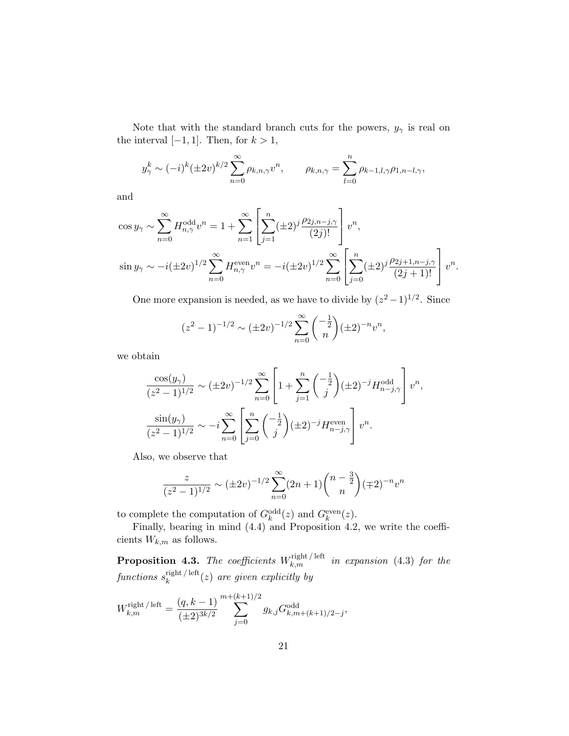Note that with the standard branch cuts for the powers, $y_\gamma$ is real on the interval $[-1,1]$. Then, for $k>1$,

$$
y_\gamma^k \sim (-i)^k (\pm 2v)^{k/2} \sum_{n=0}^{\infty} \rho_{k,n,\gamma} v^n, \qquad \rho_{k,n,\gamma} = \sum_{l=0}^{n} \rho_{k-1,l,\gamma}\rho_{1,n-l,\gamma},
$$

and

$$
\cos y_\gamma \sim \sum_{n=0}^{\infty} H_{n,\gamma}^{\text{odd}} v^n = 1 + \sum_{n=1}^{\infty} \left[ \sum_{j=1}^{n} (\pm 2)^j \frac{\rho_{2j,n-j,\gamma}}{(2j)!} \right] v^n,
$$

$$
\sin y_\gamma \sim -i(\pm 2v)^{1/2} \sum_{n=0}^{\infty} H_{n,\gamma}^{\text{even}} v^n = -i(\pm 2v)^{1/2} \sum_{n=0}^{\infty} \left[ \sum_{j=0}^{n} (\pm 2)^j \frac{\rho_{2j+1,n-j,\gamma}}{(2j+1)!} \right] v^n.
$$

One more expansion is needed, as we have to divide by $(z^2-1)^{1/2}$. Since

$$
(z^2-1)^{-1/2} \sim (\pm 2v)^{-1/2} \sum_{n=0}^{\infty} \binom{-\frac{1}{2}}{n} (\pm 2)^{-n} v^n,
$$

we obtain

$$
\frac{\cos(y_\gamma)}{(z^2-1)^{1/2}} \sim (\pm 2v)^{-1/2} \sum_{n=0}^{\infty} \left[ 1 + \sum_{j=1}^{n} \binom{-\frac{1}{2}}{j} (\pm 2)^{-j} H_{n-j,\gamma}^{\text{odd}} \right] v^n,
$$

$$
\frac{\sin(y_\gamma)}{(z^2-1)^{1/2}} \sim -i \sum_{n=0}^{\infty} \left[ \sum_{j=0}^{n} \binom{-\frac{1}{2}}{j} (\pm 2)^{-j} H_{n-j,\gamma}^{\text{even}} \right] v^n.
$$

Also, we observe that

$$
\frac{z}{(z^2-1)^{1/2}} \sim (\pm 2v)^{-1/2} \sum_{n=0}^{\infty} (2n+1) \binom{n-\frac{3}{2}}{n} (\mp 2)^{-n} v^n
$$

to complete the computation of $G_k^{\text{odd}}(z)$ and $G_k^{\text{even}}(z)$.

Finally, bearing in mind (4.4) and Proposition 4.2, we write the coefficients $W_{k,m}$ as follows.

**Proposition 4.3.** *The coefficients $W_{k,m}^{\text{right}\,/\,\text{left}}$ in expansion* (4.3) *for the functions $s_k^{\text{right}\,/\,\text{left}}(z)$ are given explicitly by*

$$
W_{k,m}^{\text{right}\,/\,\text{left}} = \frac{(q,k-1)}{(\pm 2)^{3k/2}} \sum_{j=0}^{m+(k+1)/2} g_{k,j} G_{k,m+(k+1)/2-j}^{\text{odd}},
$$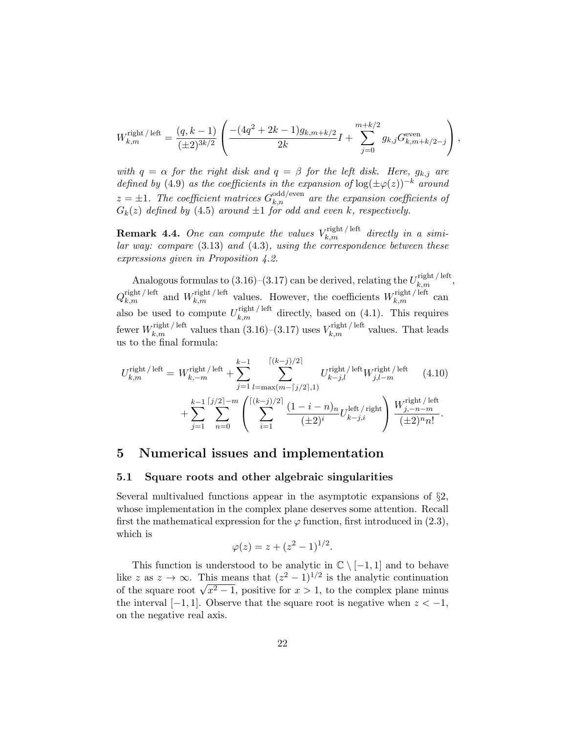$$W_{k,m}^{\text{right / left}} = \frac{(q,k-1)}{(\pm 2)^{3k/2}} \left( \frac{-(4q^2+2k-1)g_{k,m+k/2}}{2k} I + \sum_{j=0}^{m+k/2} g_{k,j} G_{k,m+k/2-j}^{\text{even}} \right),$$

*with $q = \alpha$ for the right disk and $q = \beta$ for the left disk. Here, $g_{k,j}$ are defined by* (4.9) *as the coefficients in the expansion of* $\log(\pm\varphi(z))^{-k}$ *around* $z = \pm 1$*. The coefficient matrices $G_{k,n}^{\text{odd/even}}$ are the expansion coefficients of $G_k(z)$ defined by* (4.5) *around $\pm 1$ for odd and even $k$, respectively.*

**Remark 4.4.** *One can compute the values $V_{k,m}^{\text{right / left}}$ directly in a similar way: compare* (3.13) *and* (4.3)*, using the correspondence between these expressions given in Proposition 4.2.*

Analogous formulas to (3.16)–(3.17) can be derived, relating the $U_{k,m}^{\text{right / left}}$, $Q_{k,m}^{\text{right / left}}$ and $W_{k,m}^{\text{right / left}}$ values. However, the coefficients $W_{k,m}^{\text{right / left}}$ can also be used to compute $U_{k,m}^{\text{right / left}}$ directly, based on (4.1). This requires fewer $W_{k,m}^{\text{right / left}}$ values than (3.16)–(3.17) uses $V_{k,m}^{\text{right / left}}$ values. That leads us to the final formula:

$$\begin{aligned} U_{k,m}^{\text{right / left}} = {} & W_{k,-m}^{\text{right / left}} + \sum_{j=1}^{k-1} \sum_{l=\max(m-\lceil j/2 \rceil,1)}^{\lceil (k-j)/2 \rceil} U_{k-j,l}^{\text{right / left}} W_{j,l-m}^{\text{right / left}} \qquad (4.10) \\ & + \sum_{j=1}^{k-1} \sum_{n=0}^{\lceil j/2 \rceil - m} \left( \sum_{i=1}^{\lceil (k-j)/2 \rceil} \frac{(1-i-n)_n}{(\pm 2)^i} U_{k-j,i}^{\text{left / right}} \right) \frac{W_{j,-n-m}^{\text{right / left}}}{(\pm 2)^n n!}. \end{aligned}$$

## 5 Numerical issues and implementation

### 5.1 Square roots and other algebraic singularities

Several multivalued functions appear in the asymptotic expansions of §2, whose implementation in the complex plane deserves some attention. Recall first the mathematical expression for the $\varphi$ function, first introduced in (2.3), which is

$$\varphi(z) = z + (z^2-1)^{1/2}.$$

This function is understood to be analytic in $\mathbb{C} \setminus [-1,1]$ and to behave like $z$ as $z \to \infty$. This means that $(z^2-1)^{1/2}$ is the analytic continuation of the square root $\sqrt{x^2-1}$, positive for $x > 1$, to the complex plane minus the interval $[-1,1]$. Observe that the square root is negative when $z < -1$, on the negative real axis.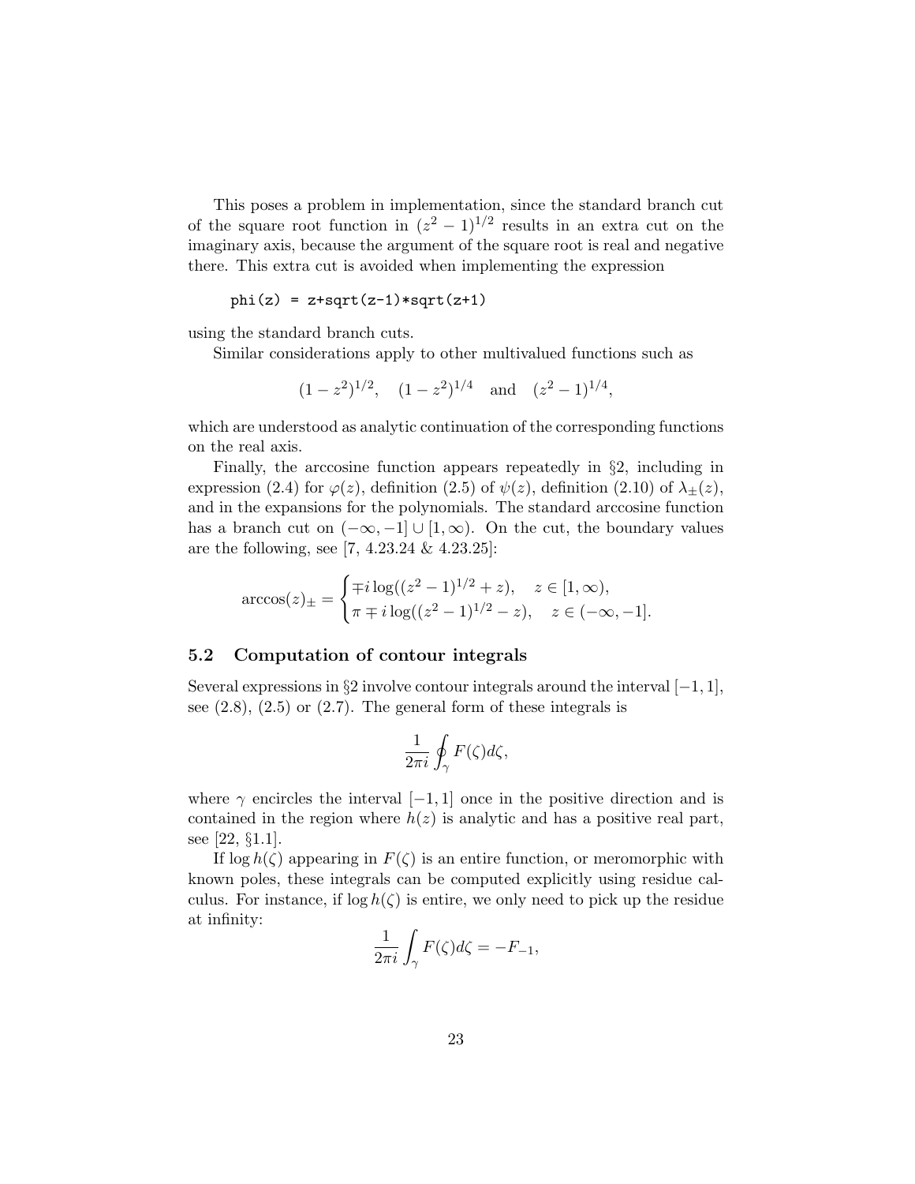This poses a problem in implementation, since the standard branch cut of the square root function in $(z^2-1)^{1/2}$ results in an extra cut on the imaginary axis, because the argument of the square root is real and negative there. This extra cut is avoided when implementing the expression

```
phi(z) = z+sqrt(z-1)*sqrt(z+1)
```

using the standard branch cuts.

Similar considerations apply to other multivalued functions such as

$$(1-z^2)^{1/2}, \quad (1-z^2)^{1/4} \quad \text{and} \quad (z^2-1)^{1/4},$$

which are understood as analytic continuation of the corresponding functions on the real axis.

Finally, the arccosine function appears repeatedly in §2, including in expression (2.4) for $\varphi(z)$, definition (2.5) of $\psi(z)$, definition (2.10) of $\lambda_\pm(z)$, and in the expansions for the polynomials. The standard arccosine function has a branch cut on $(-\infty,-1]\cup[1,\infty)$. On the cut, the boundary values are the following, see [7, 4.23.24 & 4.23.25]:

$$\arccos(z)_\pm = \begin{cases} \mp i\log((z^2-1)^{1/2}+z), & z\in[1,\infty), \\ \pi \mp i\log((z^2-1)^{1/2}-z), & z\in(-\infty,-1]. \end{cases}$$

### 5.2 Computation of contour integrals

Several expressions in §2 involve contour integrals around the interval $[-1,1]$, see (2.8), (2.5) or (2.7). The general form of these integrals is

$$\frac{1}{2\pi i}\oint_\gamma F(\zeta)d\zeta,$$

where $\gamma$ encircles the interval $[-1,1]$ once in the positive direction and is contained in the region where $h(z)$ is analytic and has a positive real part, see [22, §1.1].

If $\log h(\zeta)$ appearing in $F(\zeta)$ is an entire function, or meromorphic with known poles, these integrals can be computed explicitly using residue calculus. For instance, if $\log h(\zeta)$ is entire, we only need to pick up the residue at infinity:

$$\frac{1}{2\pi i}\int_\gamma F(\zeta)d\zeta = -F_{-1},$$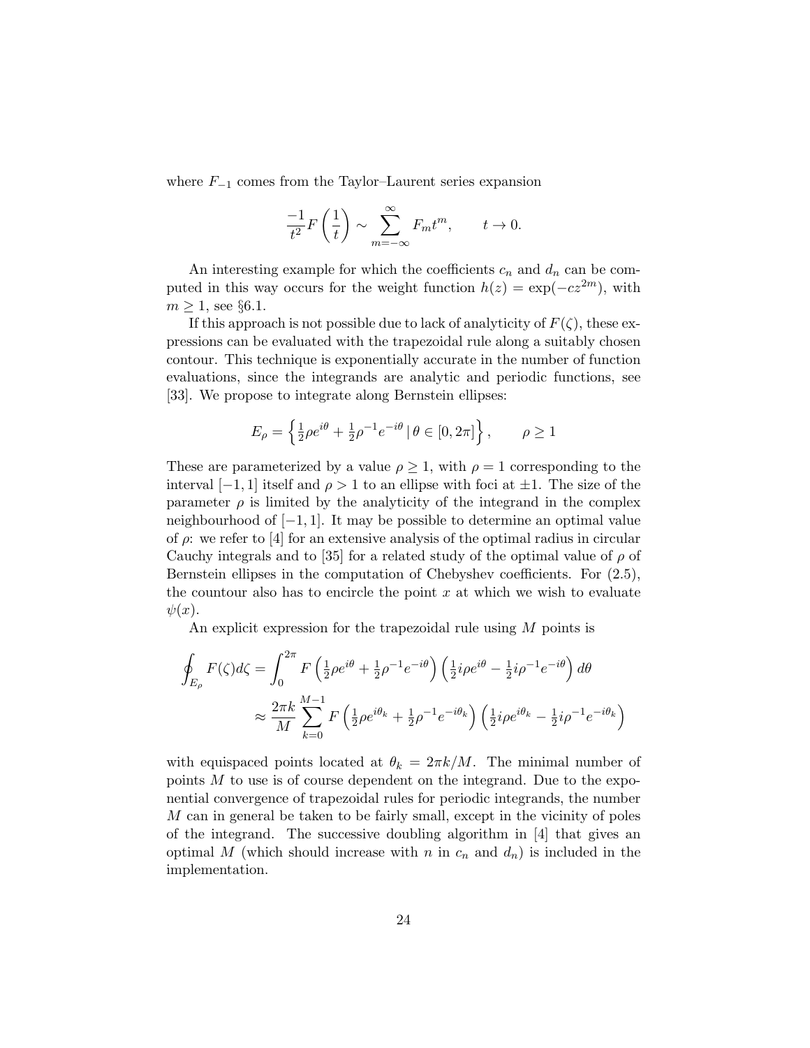where $F_{-1}$ comes from the Taylor–Laurent series expansion

$$\frac{-1}{t^2} F\left(\frac{1}{t}\right) \sim \sum_{m=-\infty}^{\infty} F_m t^m, \qquad t \to 0.$$

An interesting example for which the coefficients $c_n$ and $d_n$ can be computed in this way occurs for the weight function $h(z) = \exp(-cz^{2m})$, with $m \geq 1$, see §6.1.

If this approach is not possible due to lack of analyticity of $F(\zeta)$, these expressions can be evaluated with the trapezoidal rule along a suitably chosen contour. This technique is exponentially accurate in the number of function evaluations, since the integrands are analytic and periodic functions, see [33]. We propose to integrate along Bernstein ellipses:

$$E_\rho = \left\{ \tfrac{1}{2}\rho e^{i\theta} + \tfrac{1}{2}\rho^{-1} e^{-i\theta} \,|\, \theta \in [0, 2\pi] \right\}, \qquad \rho \geq 1$$

These are parameterized by a value $\rho \geq 1$, with $\rho = 1$ corresponding to the interval $[-1, 1]$ itself and $\rho > 1$ to an ellipse with foci at $\pm 1$. The size of the parameter $\rho$ is limited by the analyticity of the integrand in the complex neighbourhood of $[-1, 1]$. It may be possible to determine an optimal value of $\rho$: we refer to [4] for an extensive analysis of the optimal radius in circular Cauchy integrals and to [35] for a related study of the optimal value of $\rho$ of Bernstein ellipses in the computation of Chebyshev coefficients. For (2.5), the countour also has to encircle the point $x$ at which we wish to evaluate $\psi(x)$.

An explicit expression for the trapezoidal rule using $M$ points is

$$\begin{aligned}
\oint_{E_\rho} F(\zeta) d\zeta &= \int_0^{2\pi} F\left(\tfrac{1}{2}\rho e^{i\theta} + \tfrac{1}{2}\rho^{-1} e^{-i\theta}\right) \left(\tfrac{1}{2} i \rho e^{i\theta} - \tfrac{1}{2} i \rho^{-1} e^{-i\theta}\right) d\theta \\
&\approx \frac{2\pi k}{M} \sum_{k=0}^{M-1} F\left(\tfrac{1}{2}\rho e^{i\theta_k} + \tfrac{1}{2}\rho^{-1} e^{-i\theta_k}\right) \left(\tfrac{1}{2} i \rho e^{i\theta_k} - \tfrac{1}{2} i \rho^{-1} e^{-i\theta_k}\right)
\end{aligned}$$

with equispaced points located at $\theta_k = 2\pi k / M$. The minimal number of points $M$ to use is of course dependent on the integrand. Due to the exponential convergence of trapezoidal rules for periodic integrands, the number $M$ can in general be taken to be fairly small, except in the vicinity of poles of the integrand. The successive doubling algorithm in [4] that gives an optimal $M$ (which should increase with $n$ in $c_n$ and $d_n$) is included in the implementation.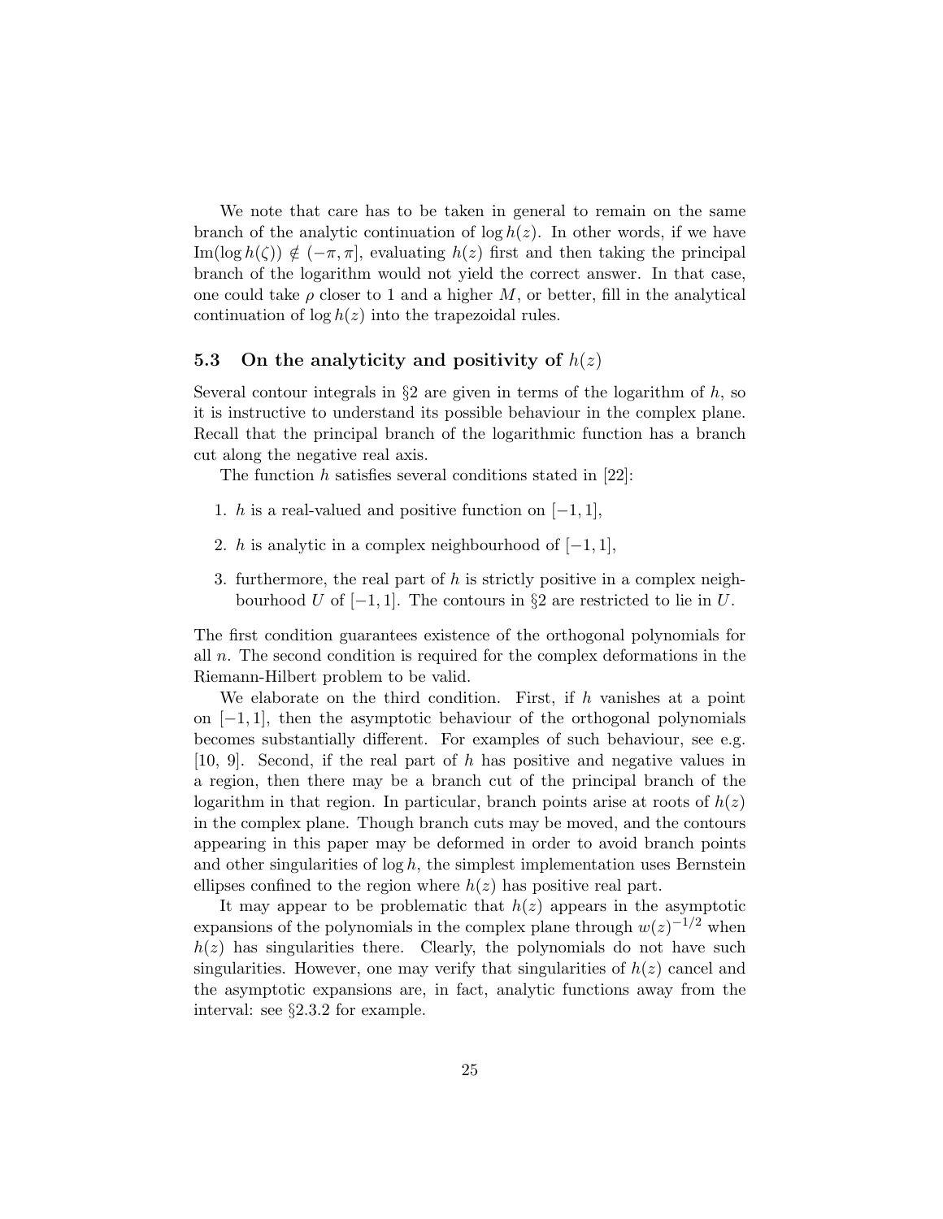We note that care has to be taken in general to remain on the same branch of the analytic continuation of $\log h(z)$. In other words, if we have $\mathrm{Im}(\log h(\zeta)) \notin (-\pi, \pi]$, evaluating $h(z)$ first and then taking the principal branch of the logarithm would not yield the correct answer. In that case, one could take $\rho$ closer to 1 and a higher $M$, or better, fill in the analytical continuation of $\log h(z)$ into the trapezoidal rules.

### 5.3 On the analyticity and positivity of $h(z)$

Several contour integrals in §2 are given in terms of the logarithm of $h$, so it is instructive to understand its possible behaviour in the complex plane. Recall that the principal branch of the logarithmic function has a branch cut along the negative real axis.

The function $h$ satisfies several conditions stated in [22]:

1. $h$ is a real-valued and positive function on $[-1, 1]$,
2. $h$ is analytic in a complex neighbourhood of $[-1, 1]$,
3. furthermore, the real part of $h$ is strictly positive in a complex neighbourhood $U$ of $[-1, 1]$. The contours in §2 are restricted to lie in $U$.

The first condition guarantees existence of the orthogonal polynomials for all $n$. The second condition is required for the complex deformations in the Riemann-Hilbert problem to be valid.

We elaborate on the third condition. First, if $h$ vanishes at a point on $[-1, 1]$, then the asymptotic behaviour of the orthogonal polynomials becomes substantially different. For examples of such behaviour, see e.g. [10, 9]. Second, if the real part of $h$ has positive and negative values in a region, then there may be a branch cut of the principal branch of the logarithm in that region. In particular, branch points arise at roots of $h(z)$ in the complex plane. Though branch cuts may be moved, and the contours appearing in this paper may be deformed in order to avoid branch points and other singularities of $\log h$, the simplest implementation uses Bernstein ellipses confined to the region where $h(z)$ has positive real part.

It may appear to be problematic that $h(z)$ appears in the asymptotic expansions of the polynomials in the complex plane through $w(z)^{-1/2}$ when $h(z)$ has singularities there. Clearly, the polynomials do not have such singularities. However, one may verify that singularities of $h(z)$ cancel and the asymptotic expansions are, in fact, analytic functions away from the interval: see §2.3.2 for example.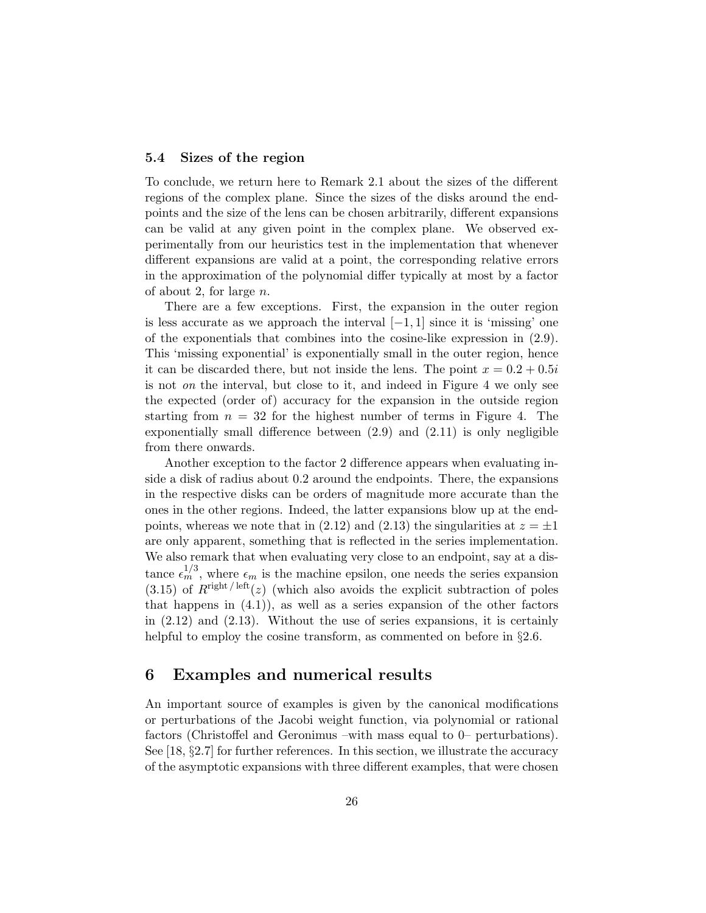### 5.4 Sizes of the region

To conclude, we return here to Remark 2.1 about the sizes of the different regions of the complex plane. Since the sizes of the disks around the endpoints and the size of the lens can be chosen arbitrarily, different expansions can be valid at any given point in the complex plane. We observed experimentally from our heuristics test in the implementation that whenever different expansions are valid at a point, the corresponding relative errors in the approximation of the polynomial differ typically at most by a factor of about 2, for large $n$.

There are a few exceptions. First, the expansion in the outer region is less accurate as we approach the interval $[-1, 1]$ since it is 'missing' one of the exponentials that combines into the cosine-like expression in (2.9). This 'missing exponential' is exponentially small in the outer region, hence it can be discarded there, but not inside the lens. The point $x = 0.2 + 0.5i$ is not *on* the interval, but close to it, and indeed in Figure 4 we only see the expected (order of) accuracy for the expansion in the outside region starting from $n = 32$ for the highest number of terms in Figure 4. The exponentially small difference between (2.9) and (2.11) is only negligible from there onwards.

Another exception to the factor 2 difference appears when evaluating inside a disk of radius about 0.2 around the endpoints. There, the expansions in the respective disks can be orders of magnitude more accurate than the ones in the other regions. Indeed, the latter expansions blow up at the endpoints, whereas we note that in (2.12) and (2.13) the singularities at $z = \pm 1$ are only apparent, something that is reflected in the series implementation. We also remark that when evaluating very close to an endpoint, say at a distance $\epsilon_m^{1/3}$, where $\epsilon_m$ is the machine epsilon, one needs the series expansion (3.15) of $R^{\text{right}/\text{left}}(z)$ (which also avoids the explicit subtraction of poles that happens in (4.1)), as well as a series expansion of the other factors in (2.12) and (2.13). Without the use of series expansions, it is certainly helpful to employ the cosine transform, as commented on before in §2.6.

## 6 Examples and numerical results

An important source of examples is given by the canonical modifications or perturbations of the Jacobi weight function, via polynomial or rational factors (Christoffel and Geronimus –with mass equal to 0– perturbations). See [18, §2.7] for further references. In this section, we illustrate the accuracy of the asymptotic expansions with three different examples, that were chosen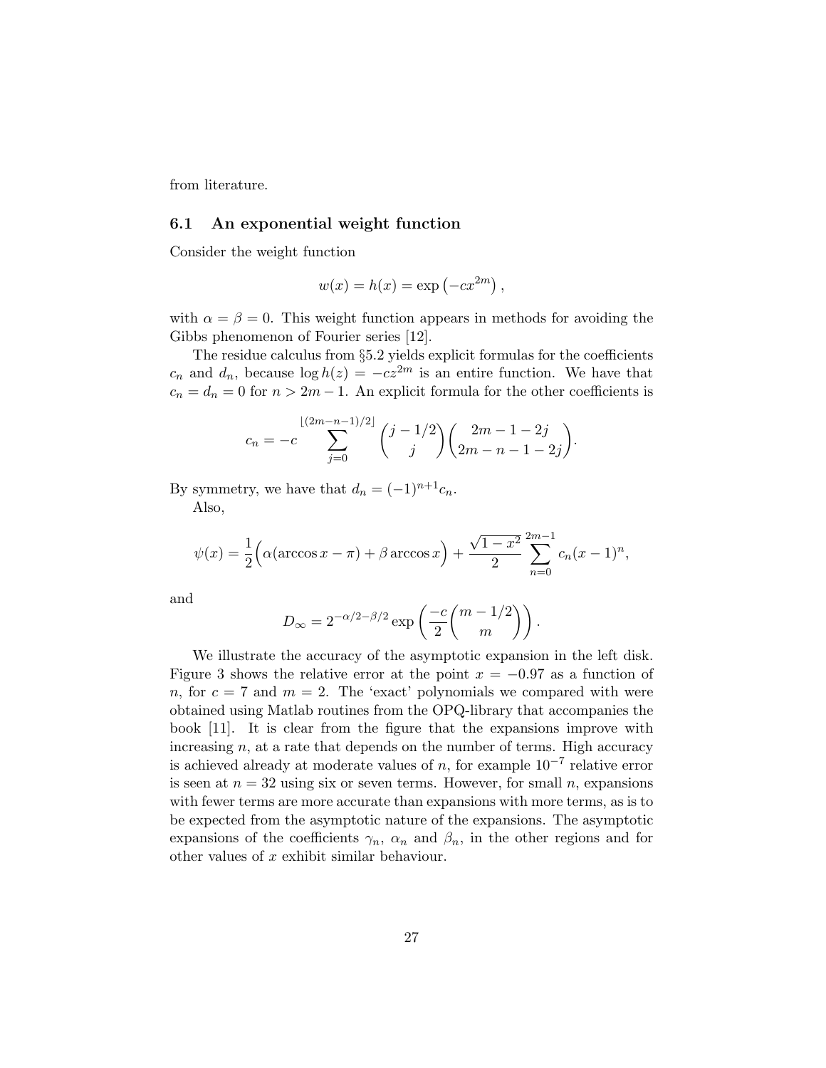from literature.

## 6.1 An exponential weight function

Consider the weight function

$$w(x) = h(x) = \exp\left(-cx^{2m}\right),$$

with $\alpha = \beta = 0$. This weight function appears in methods for avoiding the Gibbs phenomenon of Fourier series [12].

The residue calculus from §5.2 yields explicit formulas for the coefficients $c_n$ and $d_n$, because $\log h(z) = -cz^{2m}$ is an entire function. We have that $c_n = d_n = 0$ for $n > 2m-1$. An explicit formula for the other coefficients is

$$c_n = -c \sum_{j=0}^{\lfloor (2m-n-1)/2 \rfloor} \binom{j-1/2}{j} \binom{2m-1-2j}{2m-n-1-2j}.$$

By symmetry, we have that $d_n = (-1)^{n+1} c_n$.

Also,

$$\psi(x) = \frac{1}{2}\Big(\alpha(\arccos x - \pi) + \beta \arccos x\Big) + \frac{\sqrt{1-x^2}}{2} \sum_{n=0}^{2m-1} c_n (x-1)^n,$$

and

$$D_\infty = 2^{-\alpha/2 - \beta/2} \exp\left(\frac{-c}{2}\binom{m-1/2}{m}\right).$$

We illustrate the accuracy of the asymptotic expansion in the left disk. Figure 3 shows the relative error at the point $x = -0.97$ as a function of $n$, for $c = 7$ and $m = 2$. The 'exact' polynomials we compared with were obtained using Matlab routines from the OPQ-library that accompanies the book [11]. It is clear from the figure that the expansions improve with increasing $n$, at a rate that depends on the number of terms. High accuracy is achieved already at moderate values of $n$, for example $10^{-7}$ relative error is seen at $n = 32$ using six or seven terms. However, for small $n$, expansions with fewer terms are more accurate than expansions with more terms, as is to be expected from the asymptotic nature of the expansions. The asymptotic expansions of the coefficients $\gamma_n$, $\alpha_n$ and $\beta_n$, in the other regions and for other values of $x$ exhibit similar behaviour.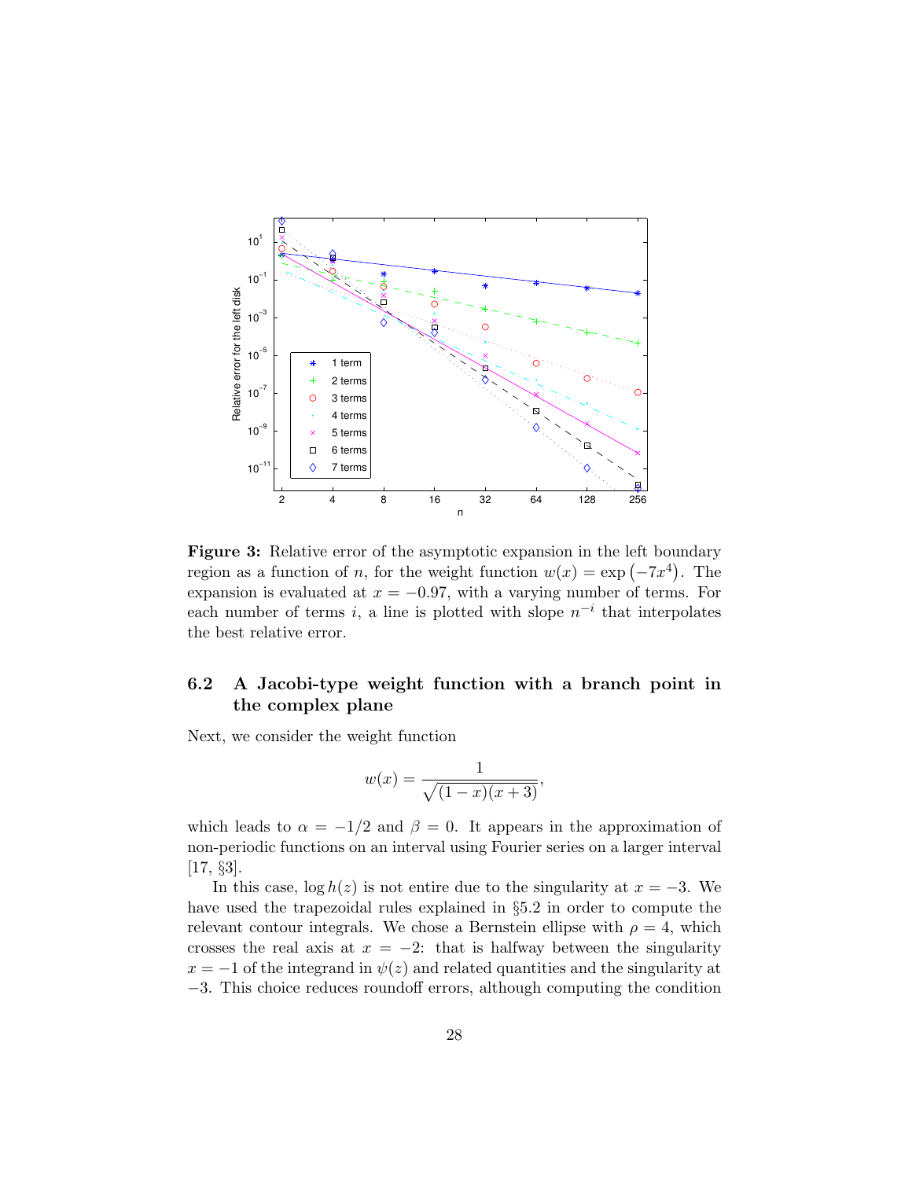**Figure 3:** Relative error of the asymptotic expansion in the left boundary region as a function of $n$, for the weight function $w(x) = \exp(-7x^4)$. The expansion is evaluated at $x = -0.97$, with a varying number of terms. For each number of terms $i$, a line is plotted with slope $n^{-i}$ that interpolates the best relative error.

### 6.2 A Jacobi-type weight function with a branch point in the complex plane

Next, we consider the weight function

$$w(x) = \frac{1}{\sqrt{(1-x)(x+3)}},$$

which leads to $\alpha = -1/2$ and $\beta = 0$. It appears in the approximation of non-periodic functions on an interval using Fourier series on a larger interval [17, §3].

In this case, $\log h(z)$ is not entire due to the singularity at $x = -3$. We have used the trapezoidal rules explained in §5.2 in order to compute the relevant contour integrals. We chose a Bernstein ellipse with $\rho = 4$, which crosses the real axis at $x = -2$: that is halfway between the singularity $x = -1$ of the integrand in $\psi(z)$ and related quantities and the singularity at $-3$. This choice reduces roundoff errors, although computing the condition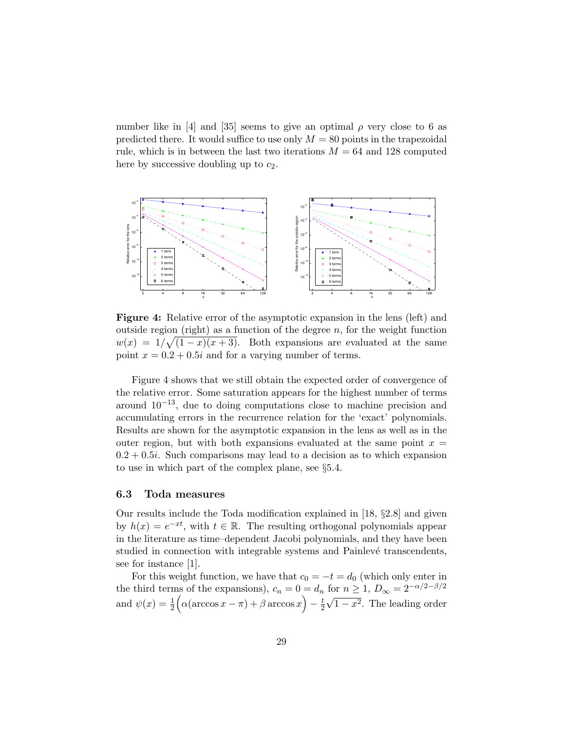number like in [4] and [35] seems to give an optimal $\rho$ very close to 6 as predicted there. It would suffice to use only $M = 80$ points in the trapezoidal rule, which is in between the last two iterations $M = 64$ and 128 computed here by successive doubling up to $c_2$.

**Figure 4:** Relative error of the asymptotic expansion in the lens (left) and outside region (right) as a function of the degree $n$, for the weight function $w(x) = 1/\sqrt{(1-x)(x+3)}$. Both expansions are evaluated at the same point $x = 0.2 + 0.5i$ and for a varying number of terms.

Figure 4 shows that we still obtain the expected order of convergence of the relative error. Some saturation appears for the highest number of terms around $10^{-13}$, due to doing computations close to machine precision and accumulating errors in the recurrence relation for the 'exact' polynomials. Results are shown for the asymptotic expansion in the lens as well as in the outer region, but with both expansions evaluated at the same point $x = 0.2 + 0.5i$. Such comparisons may lead to a decision as to which expansion to use in which part of the complex plane, see §5.4.

### 6.3 Toda measures

Our results include the Toda modification explained in [18, §2.8] and given by $h(x) = e^{-xt}$, with $t \in \mathbb{R}$. The resulting orthogonal polynomials appear in the literature as time–dependent Jacobi polynomials, and they have been studied in connection with integrable systems and Painlevé transcendents, see for instance [1].

For this weight function, we have that $c_0 = -t = d_0$ (which only enter in the third terms of the expansions), $c_n = 0 = d_n$ for $n \geq 1$, $D_\infty = 2^{-\alpha/2-\beta/2}$ and $\psi(x) = \frac{1}{2}\Big(\alpha(\arccos x - \pi) + \beta \arccos x\Big) - \frac{t}{2}\sqrt{1-x^2}$. The leading order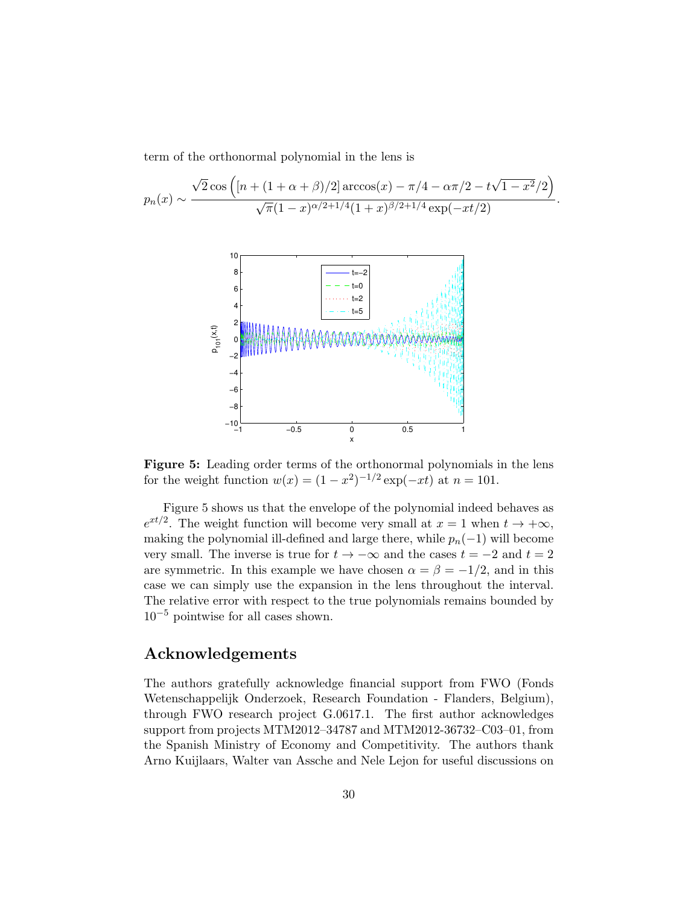term of the orthonormal polynomial in the lens is

$$p_n(x) \sim \frac{\sqrt{2}\cos\left([n+(1+\alpha+\beta)/2]\arccos(x) - \pi/4 - \alpha\pi/2 - t\sqrt{1-x^2}/2\right)}{\sqrt{\pi}(1-x)^{\alpha/2+1/4}(1+x)^{\beta/2+1/4}\exp(-xt/2)}.$$

**Figure 5:** Leading order terms of the orthonormal polynomials in the lens for the weight function $w(x) = (1-x^2)^{-1/2}\exp(-xt)$ at $n = 101$.

Figure 5 shows us that the envelope of the polynomial indeed behaves as $e^{xt/2}$. The weight function will become very small at $x = 1$ when $t \to +\infty$, making the polynomial ill-defined and large there, while $p_n(-1)$ will become very small. The inverse is true for $t \to -\infty$ and the cases $t = -2$ and $t = 2$ are symmetric. In this example we have chosen $\alpha = \beta = -1/2$, and in this case we can simply use the expansion in the lens throughout the interval. The relative error with respect to the true polynomials remains bounded by $10^{-5}$ pointwise for all cases shown.

## Acknowledgements

The authors gratefully acknowledge financial support from FWO (Fonds Wetenschappelijk Onderzoek, Research Foundation - Flanders, Belgium), through FWO research project G.0617.1. The first author acknowledges support from projects MTM2012–34787 and MTM2012-36732–C03–01, from the Spanish Ministry of Economy and Competitivity. The authors thank Arno Kuijlaars, Walter van Assche and Nele Lejon for useful discussions on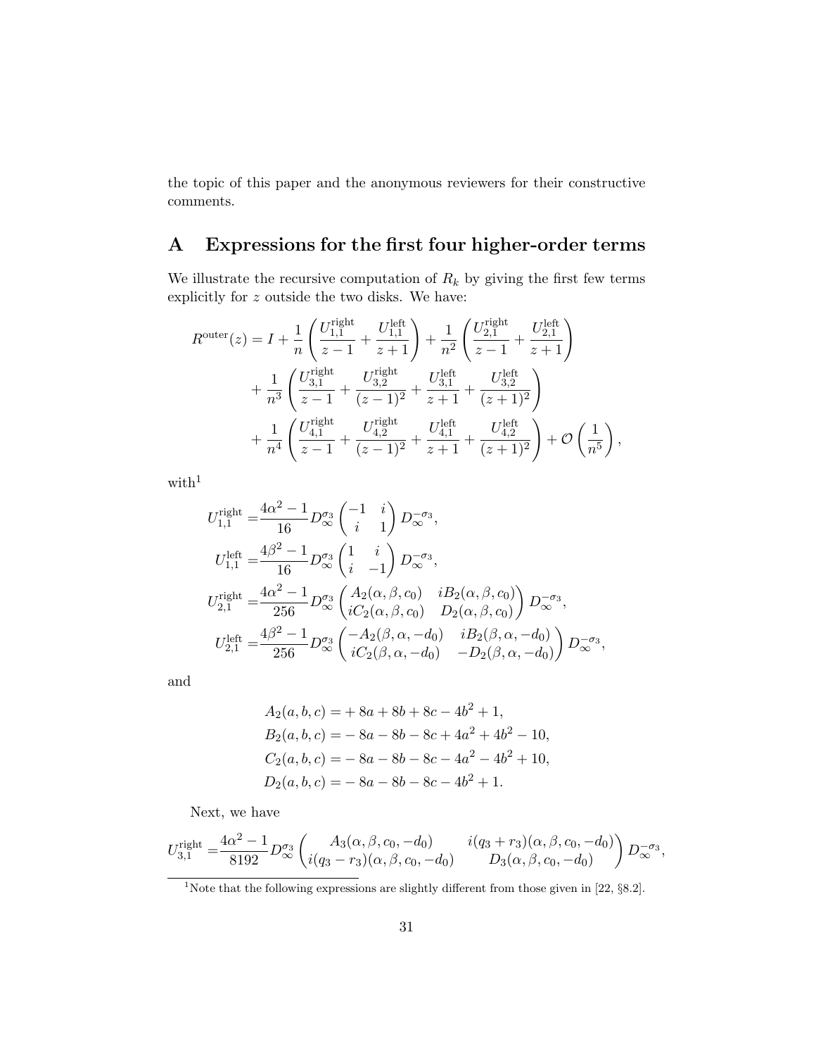the topic of this paper and the anonymous reviewers for their constructive comments.

## A Expressions for the first four higher-order terms

We illustrate the recursive computation of $R_k$ by giving the first few terms explicitly for $z$ outside the two disks. We have:

$$
\begin{aligned}
R^{\text{outer}}(z) = I &+ \frac{1}{n}\left(\frac{U_{1,1}^{\text{right}}}{z-1} + \frac{U_{1,1}^{\text{left}}}{z+1}\right) + \frac{1}{n^2}\left(\frac{U_{2,1}^{\text{right}}}{z-1} + \frac{U_{2,1}^{\text{left}}}{z+1}\right) \\
&+ \frac{1}{n^3}\left(\frac{U_{3,1}^{\text{right}}}{z-1} + \frac{U_{3,2}^{\text{right}}}{(z-1)^2} + \frac{U_{3,1}^{\text{left}}}{z+1} + \frac{U_{3,2}^{\text{left}}}{(z+1)^2}\right) \\
&+ \frac{1}{n^4}\left(\frac{U_{4,1}^{\text{right}}}{z-1} + \frac{U_{4,2}^{\text{right}}}{(z-1)^2} + \frac{U_{4,1}^{\text{left}}}{z+1} + \frac{U_{4,2}^{\text{left}}}{(z+1)^2}\right) + \mathcal{O}\left(\frac{1}{n^5}\right),
\end{aligned}
$$

with[1]

$$
\begin{aligned}
U_{1,1}^{\text{right}} &= \frac{4\alpha^2-1}{16} D_\infty^{\sigma_3} \begin{pmatrix} -1 & i \\ i & 1 \end{pmatrix} D_\infty^{-\sigma_3}, \\
U_{1,1}^{\text{left}} &= \frac{4\beta^2-1}{16} D_\infty^{\sigma_3} \begin{pmatrix} 1 & i \\ i & -1 \end{pmatrix} D_\infty^{-\sigma_3}, \\
U_{2,1}^{\text{right}} &= \frac{4\alpha^2-1}{256} D_\infty^{\sigma_3} \begin{pmatrix} A_2(\alpha,\beta,c_0) & iB_2(\alpha,\beta,c_0) \\ iC_2(\alpha,\beta,c_0) & D_2(\alpha,\beta,c_0) \end{pmatrix} D_\infty^{-\sigma_3}, \\
U_{2,1}^{\text{left}} &= \frac{4\beta^2-1}{256} D_\infty^{\sigma_3} \begin{pmatrix} -A_2(\beta,\alpha,-d_0) & iB_2(\beta,\alpha,-d_0) \\ iC_2(\beta,\alpha,-d_0) & -D_2(\beta,\alpha,-d_0) \end{pmatrix} D_\infty^{-\sigma_3},
\end{aligned}
$$

and

$$
\begin{aligned}
A_2(a,b,c) &= +8a + 8b + 8c - 4b^2 + 1, \\
B_2(a,b,c) &= -8a - 8b - 8c + 4a^2 + 4b^2 - 10, \\
C_2(a,b,c) &= -8a - 8b - 8c - 4a^2 - 4b^2 + 10, \\
D_2(a,b,c) &= -8a - 8b - 8c - 4b^2 + 1.
\end{aligned}
$$

Next, we have

$$
U_{3,1}^{\text{right}} = \frac{4\alpha^2-1}{8192} D_\infty^{\sigma_3} \begin{pmatrix} A_3(\alpha,\beta,c_0,-d_0) & i(q_3+r_3)(\alpha,\beta,c_0,-d_0) \\ i(q_3-r_3)(\alpha,\beta,c_0,-d_0) & D_3(\alpha,\beta,c_0,-d_0) \end{pmatrix} D_\infty^{-\sigma_3},
$$

[1] Note that the following expressions are slightly different from those given in [22, §8.2].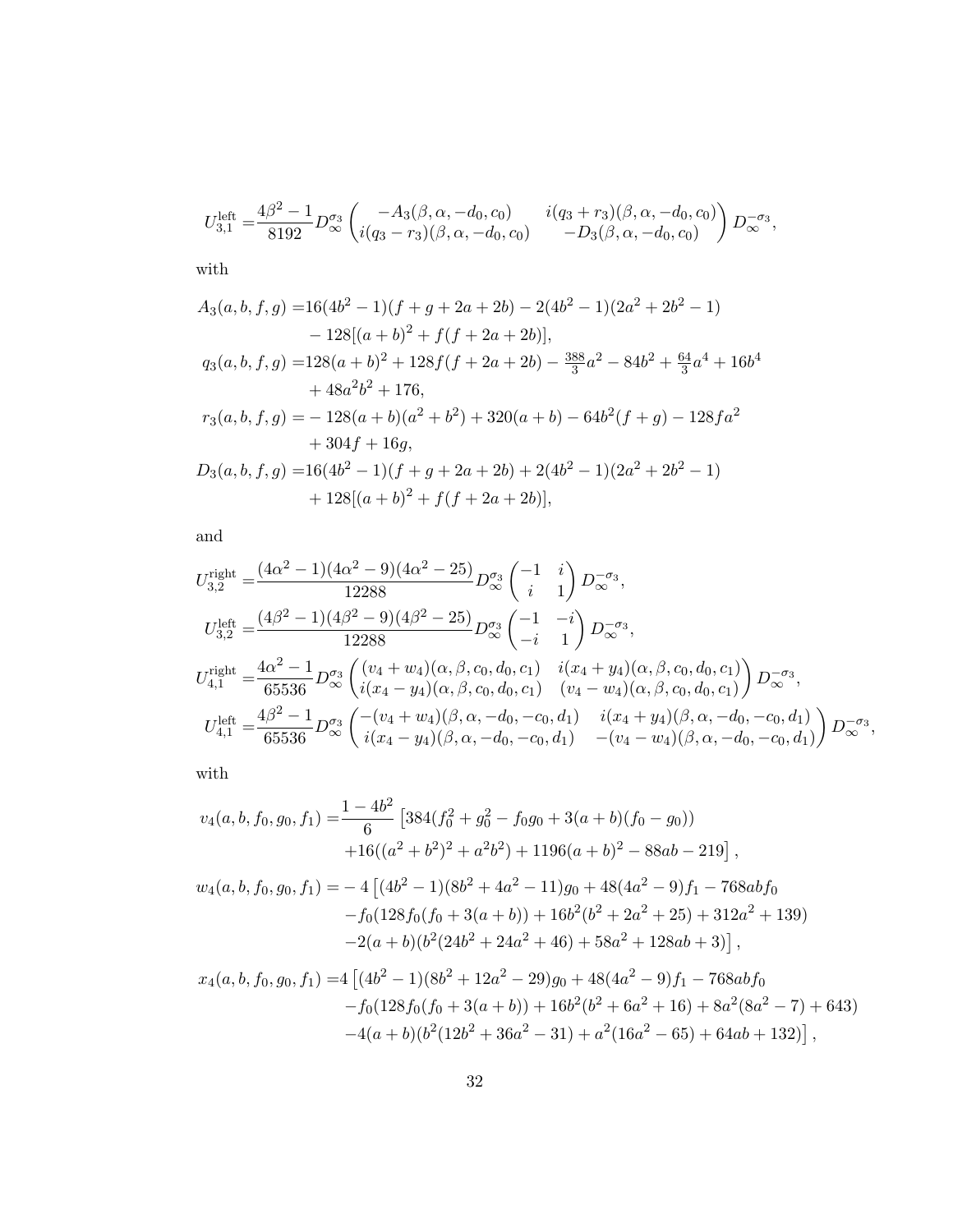$$U_{3,1}^{\text{left}} = \frac{4\beta^2-1}{8192} D_\infty^{\sigma_3} \begin{pmatrix} -A_3(\beta,\alpha,-d_0,c_0) & i(q_3+r_3)(\beta,\alpha,-d_0,c_0) \\ i(q_3-r_3)(\beta,\alpha,-d_0,c_0) & -D_3(\beta,\alpha,-d_0,c_0) \end{pmatrix} D_\infty^{-\sigma_3},$$

with

$$\begin{aligned}
A_3(a,b,f,g) =& 16(4b^2-1)(f+g+2a+2b) - 2(4b^2-1)(2a^2+2b^2-1) \\
& - 128[(a+b)^2 + f(f+2a+2b)], \\
q_3(a,b,f,g) =& 128(a+b)^2 + 128f(f+2a+2b) - \tfrac{388}{3}a^2 - 84b^2 + \tfrac{64}{3}a^4 + 16b^4 \\
& + 48a^2b^2 + 176, \\
r_3(a,b,f,g) =& -128(a+b)(a^2+b^2) + 320(a+b) - 64b^2(f+g) - 128fa^2 \\
& + 304f + 16g, \\
D_3(a,b,f,g) =& 16(4b^2-1)(f+g+2a+2b) + 2(4b^2-1)(2a^2+2b^2-1) \\
& + 128[(a+b)^2 + f(f+2a+2b)],
\end{aligned}$$

and

$$\begin{aligned}
U_{3,2}^{\text{right}} =& \frac{(4\alpha^2-1)(4\alpha^2-9)(4\alpha^2-25)}{12288} D_\infty^{\sigma_3} \begin{pmatrix} -1 & i \\ i & 1 \end{pmatrix} D_\infty^{-\sigma_3}, \\
U_{3,2}^{\text{left}} =& \frac{(4\beta^2-1)(4\beta^2-9)(4\beta^2-25)}{12288} D_\infty^{\sigma_3} \begin{pmatrix} -1 & -i \\ -i & 1 \end{pmatrix} D_\infty^{-\sigma_3}, \\
U_{4,1}^{\text{right}} =& \frac{4\alpha^2-1}{65536} D_\infty^{\sigma_3} \begin{pmatrix} (v_4+w_4)(\alpha,\beta,c_0,d_0,c_1) & i(x_4+y_4)(\alpha,\beta,c_0,d_0,c_1) \\ i(x_4-y_4)(\alpha,\beta,c_0,d_0,c_1) & (v_4-w_4)(\alpha,\beta,c_0,d_0,c_1) \end{pmatrix} D_\infty^{-\sigma_3}, \\
U_{4,1}^{\text{left}} =& \frac{4\beta^2-1}{65536} D_\infty^{\sigma_3} \begin{pmatrix} -(v_4+w_4)(\beta,\alpha,-d_0,-c_0,d_1) & i(x_4+y_4)(\beta,\alpha,-d_0,-c_0,d_1) \\ i(x_4-y_4)(\beta,\alpha,-d_0,-c_0,d_1) & -(v_4-w_4)(\beta,\alpha,-d_0,-c_0,d_1) \end{pmatrix} D_\infty^{-\sigma_3},
\end{aligned}$$

with

$$\begin{aligned}
v_4(a,b,f_0,g_0,f_1) =& \frac{1-4b^2}{6}\big[384(f_0^2+g_0^2-f_0g_0+3(a+b)(f_0-g_0)) \\
& +16((a^2+b^2)^2+a^2b^2) + 1196(a+b)^2 - 88ab - 219\big], \\
w_4(a,b,f_0,g_0,f_1) =& -4\big[(4b^2-1)(8b^2+4a^2-11)g_0 + 48(4a^2-9)f_1 - 768abf_0 \\
& -f_0(128f_0(f_0+3(a+b)) + 16b^2(b^2+2a^2+25) + 312a^2 + 139) \\
& -2(a+b)(b^2(24b^2+24a^2+46) + 58a^2 + 128ab + 3)\big], \\
x_4(a,b,f_0,g_0,f_1) =& 4\big[(4b^2-1)(8b^2+12a^2-29)g_0 + 48(4a^2-9)f_1 - 768abf_0 \\
& -f_0(128f_0(f_0+3(a+b)) + 16b^2(b^2+6a^2+16) + 8a^2(8a^2-7) + 643) \\
& -4(a+b)(b^2(12b^2+36a^2-31) + a^2(16a^2-65) + 64ab + 132)\big],
\end{aligned}$$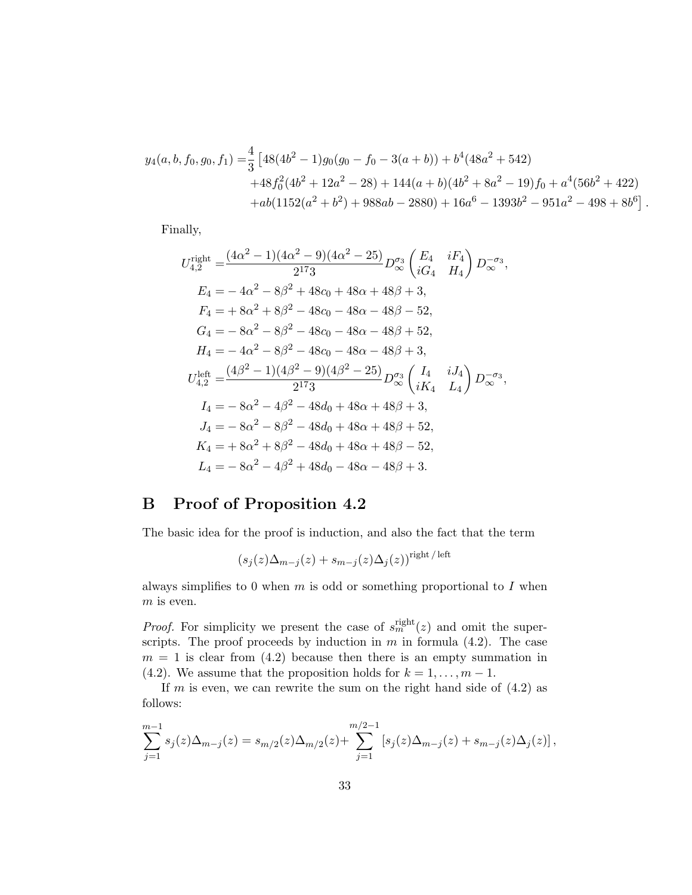$$
\begin{aligned}
y_4(a,b,f_0,g_0,f_1) =& \frac{4}{3}\left[48(4b^2-1)g_0(g_0-f_0-3(a+b)) + b^4(48a^2+542)\right. \\
&+48f_0^2(4b^2+12a^2-28) + 144(a+b)(4b^2+8a^2-19)f_0 + a^4(56b^2+422) \\
&\left.+ab(1152(a^2+b^2)+988ab-2880) + 16a^6 - 1393b^2 - 951a^2 - 498 + 8b^6\right].
\end{aligned}
$$

Finally,

$$
\begin{aligned}
U_{4,2}^{\text{right}} =& \frac{(4\alpha^2-1)(4\alpha^2-9)(4\alpha^2-25)}{2^{17}3} D_\infty^{\sigma_3} \begin{pmatrix} E_4 & iF_4 \\ iG_4 & H_4 \end{pmatrix} D_\infty^{-\sigma_3}, \\
E_4 =& -4\alpha^2 - 8\beta^2 + 48c_0 + 48\alpha + 48\beta + 3, \\
F_4 =& +8\alpha^2 + 8\beta^2 - 48c_0 - 48\alpha - 48\beta - 52, \\
G_4 =& -8\alpha^2 - 8\beta^2 - 48c_0 - 48\alpha - 48\beta + 52, \\
H_4 =& -4\alpha^2 - 8\beta^2 - 48c_0 - 48\alpha - 48\beta + 3, \\
U_{4,2}^{\text{left}} =& \frac{(4\beta^2-1)(4\beta^2-9)(4\beta^2-25)}{2^{17}3} D_\infty^{\sigma_3} \begin{pmatrix} I_4 & iJ_4 \\ iK_4 & L_4 \end{pmatrix} D_\infty^{-\sigma_3}, \\
I_4 =& -8\alpha^2 - 4\beta^2 - 48d_0 + 48\alpha + 48\beta + 3, \\
J_4 =& -8\alpha^2 - 8\beta^2 - 48d_0 + 48\alpha + 48\beta + 52, \\
K_4 =& +8\alpha^2 + 8\beta^2 - 48d_0 + 48\alpha + 48\beta - 52, \\
L_4 =& -8\alpha^2 - 4\beta^2 + 48d_0 - 48\alpha - 48\beta + 3.
\end{aligned}
$$

# B Proof of Proposition 4.2

The basic idea for the proof is induction, and also the fact that the term

$$
(s_j(z)\Delta_{m-j}(z) + s_{m-j}(z)\Delta_j(z))^{\text{right}\,/\,\text{left}}
$$

always simplifies to 0 when $m$ is odd or something proportional to $I$ when $m$ is even.

*Proof.* For simplicity we present the case of $s_m^{\text{right}}(z)$ and omit the superscripts. The proof proceeds by induction in $m$ in formula (4.2). The case $m = 1$ is clear from (4.2) because then there is an empty summation in (4.2). We assume that the proposition holds for $k = 1, \ldots, m-1$.

If $m$ is even, we can rewrite the sum on the right hand side of (4.2) as follows:

$$
\sum_{j=1}^{m-1} s_j(z)\Delta_{m-j}(z) = s_{m/2}(z)\Delta_{m/2}(z) + \sum_{j=1}^{m/2-1} \left[s_j(z)\Delta_{m-j}(z) + s_{m-j}(z)\Delta_j(z)\right],
$$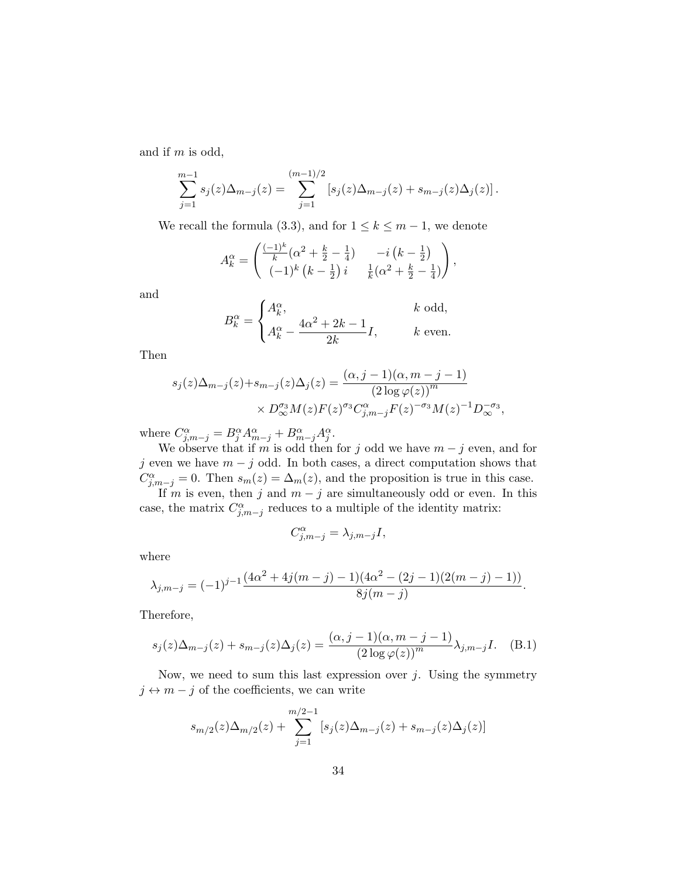and if $m$ is odd,

$$\sum_{j=1}^{m-1} s_j(z)\Delta_{m-j}(z) = \sum_{j=1}^{(m-1)/2} \left[s_j(z)\Delta_{m-j}(z) + s_{m-j}(z)\Delta_j(z)\right].$$

We recall the formula (3.3), and for $1 \le k \le m-1$, we denote

$$A_k^\alpha = \begin{pmatrix} \frac{(-1)^k}{k}(\alpha^2 + \frac{k}{2} - \frac{1}{4}) & -i\left(k - \frac{1}{2}\right) \\ (-1)^k\left(k - \frac{1}{2}\right) i & \frac{1}{k}(\alpha^2 + \frac{k}{2} - \frac{1}{4}) \end{pmatrix},$$

and

$$B_k^\alpha = \begin{cases} A_k^\alpha, & k \text{ odd}, \\ A_k^\alpha - \dfrac{4\alpha^2 + 2k - 1}{2k} I, & k \text{ even}. \end{cases}$$

Then

$$\begin{aligned} s_j(z)\Delta_{m-j}(z) + s_{m-j}(z)\Delta_j(z) &= \frac{(\alpha, j-1)(\alpha, m-j-1)}{(2\log\varphi(z))^m} \\ &\quad \times D_\infty^{\sigma_3} M(z) F(z)^{\sigma_3} C_{j,m-j}^\alpha F(z)^{-\sigma_3} M(z)^{-1} D_\infty^{-\sigma_3}, \end{aligned}$$

where $C_{j,m-j}^\alpha = B_j^\alpha A_{m-j}^\alpha + B_{m-j}^\alpha A_j^\alpha$.

We observe that if $m$ is odd then for $j$ odd we have $m-j$ even, and for $j$ even we have $m-j$ odd. In both cases, a direct computation shows that $C_{j,m-j}^\alpha = 0$. Then $s_m(z) = \Delta_m(z)$, and the proposition is true in this case.

If $m$ is even, then $j$ and $m-j$ are simultaneously odd or even. In this case, the matrix $C_{j,m-j}^\alpha$ reduces to a multiple of the identity matrix:

$$C_{j,m-j}^\alpha = \lambda_{j,m-j} I,$$

where

$$\lambda_{j,m-j} = (-1)^{j-1} \frac{(4\alpha^2 + 4j(m-j) - 1)(4\alpha^2 - (2j-1)(2(m-j)-1))}{8j(m-j)}.$$

Therefore,

$$s_j(z)\Delta_{m-j}(z) + s_{m-j}(z)\Delta_j(z) = \frac{(\alpha, j-1)(\alpha, m-j-1)}{(2\log\varphi(z))^m} \lambda_{j,m-j} I. \quad \text{(B.1)}$$

Now, we need to sum this last expression over $j$. Using the symmetry $j \leftrightarrow m-j$ of the coefficients, we can write

$$s_{m/2}(z)\Delta_{m/2}(z) + \sum_{j=1}^{m/2-1} \left[s_j(z)\Delta_{m-j}(z) + s_{m-j}(z)\Delta_j(z)\right]$$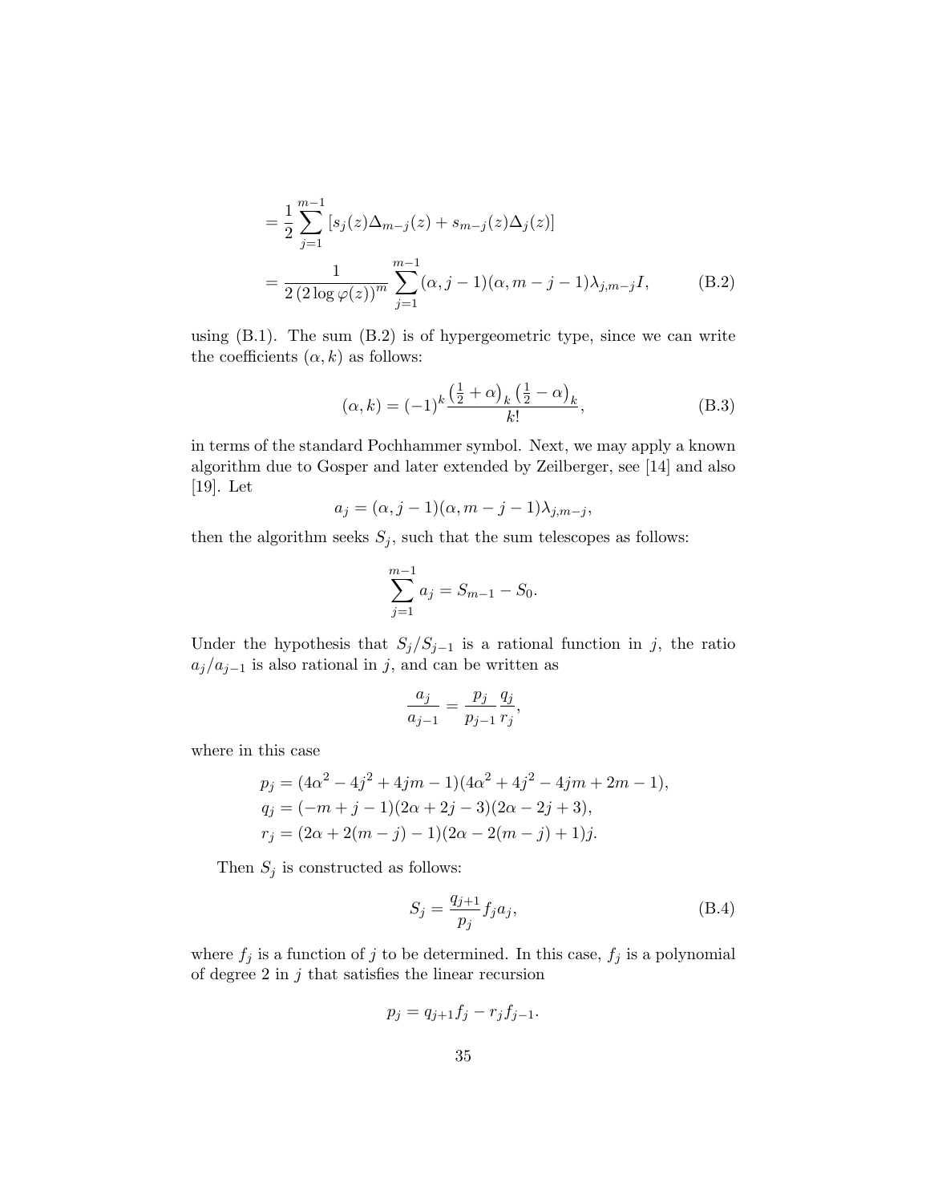$$= \frac{1}{2} \sum_{j=1}^{m-1} \left[ s_j(z) \Delta_{m-j}(z) + s_{m-j}(z) \Delta_j(z) \right]$$

$$= \frac{1}{2\left(2 \log \varphi(z)\right)^m} \sum_{j=1}^{m-1} (\alpha, j-1)(\alpha, m-j-1) \lambda_{j,m-j} I, \tag{B.2}$$

using (B.1). The sum (B.2) is of hypergeometric type, since we can write the coefficients $(\alpha, k)$ as follows:

$$(\alpha, k) = (-1)^k \frac{\left(\frac{1}{2} + \alpha\right)_k \left(\frac{1}{2} - \alpha\right)_k}{k!}, \tag{B.3}$$

in terms of the standard Pochhammer symbol. Next, we may apply a known algorithm due to Gosper and later extended by Zeilberger, see [14] and also [19]. Let

$$a_j = (\alpha, j-1)(\alpha, m-j-1)\lambda_{j,m-j},$$

then the algorithm seeks $S_j$, such that the sum telescopes as follows:

$$\sum_{j=1}^{m-1} a_j = S_{m-1} - S_0.$$

Under the hypothesis that $S_j/S_{j-1}$ is a rational function in $j$, the ratio $a_j/a_{j-1}$ is also rational in $j$, and can be written as

$$\frac{a_j}{a_{j-1}} = \frac{p_j}{p_{j-1}} \frac{q_j}{r_j},$$

where in this case

$$\begin{aligned}
p_j &= (4\alpha^2 - 4j^2 + 4jm - 1)(4\alpha^2 + 4j^2 - 4jm + 2m - 1), \\
q_j &= (-m + j - 1)(2\alpha + 2j - 3)(2\alpha - 2j + 3), \\
r_j &= (2\alpha + 2(m-j) - 1)(2\alpha - 2(m-j) + 1)j.
\end{aligned}$$

Then $S_j$ is constructed as follows:

$$S_j = \frac{q_{j+1}}{p_j} f_j a_j, \tag{B.4}$$

where $f_j$ is a function of $j$ to be determined. In this case, $f_j$ is a polynomial of degree 2 in $j$ that satisfies the linear recursion

$$p_j = q_{j+1} f_j - r_j f_{j-1}.$$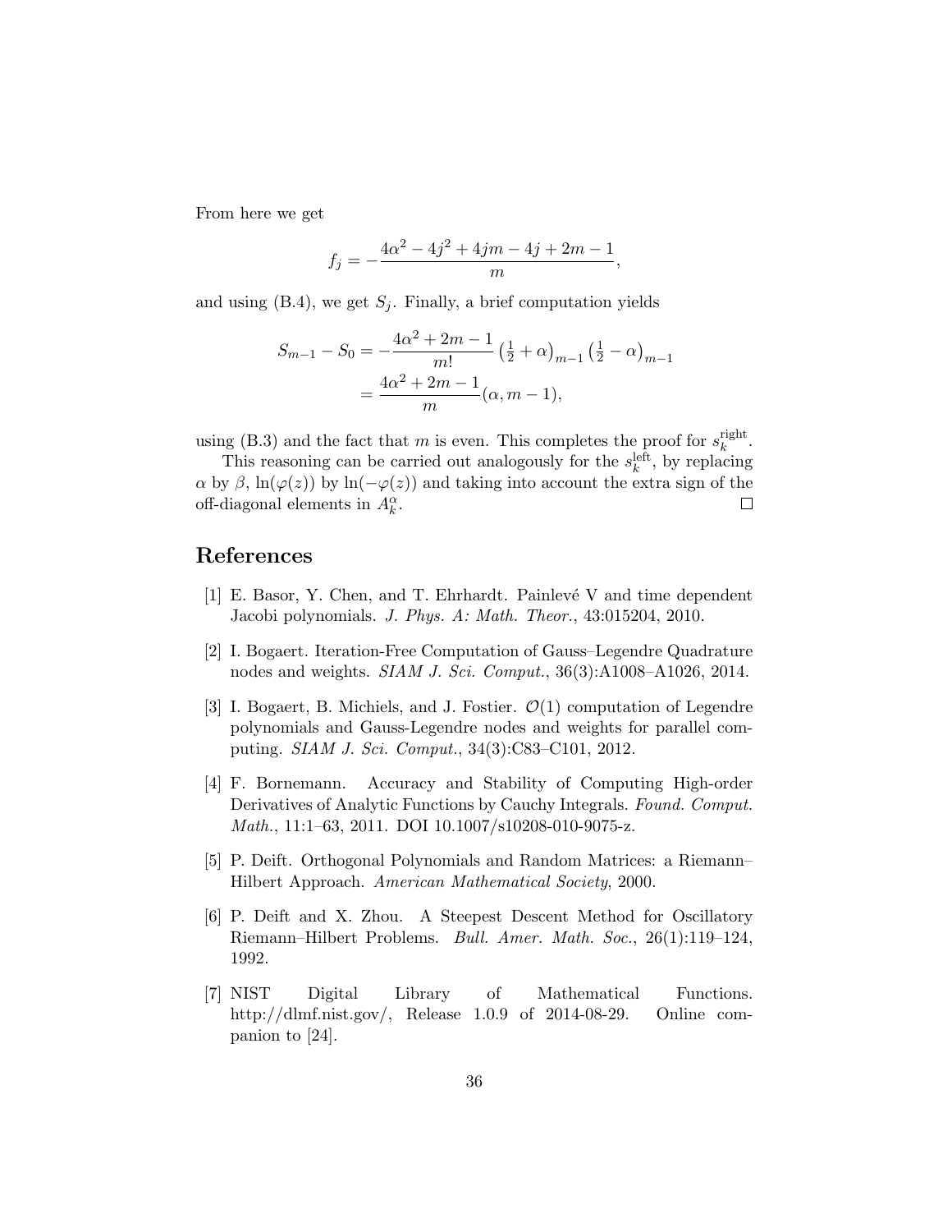From here we get

$$
f_j = -\frac{4\alpha^2 - 4j^2 + 4jm - 4j + 2m - 1}{m},
$$

and using (B.4), we get $S_j$. Finally, a brief computation yields

$$
\begin{aligned}
S_{m-1} - S_0 &= -\frac{4\alpha^2 + 2m - 1}{m!} \left(\tfrac{1}{2} + \alpha\right)_{m-1} \left(\tfrac{1}{2} - \alpha\right)_{m-1} \\
&= \frac{4\alpha^2 + 2m - 1}{m} (\alpha, m-1),
\end{aligned}
$$

using (B.3) and the fact that $m$ is even. This completes the proof for $s_k^{\text{right}}$.

This reasoning can be carried out analogously for the $s_k^{\text{left}}$, by replacing $\alpha$ by $\beta$, $\ln(\varphi(z))$ by $\ln(-\varphi(z))$ and taking into account the extra sign of the off-diagonal elements in $A_k^\alpha$. □

# References

[1] E. Basor, Y. Chen, and T. Ehrhardt. Painlevé V and time dependent Jacobi polynomials. *J. Phys. A: Math. Theor.*, 43:015204, 2010.

[2] I. Bogaert. Iteration-Free Computation of Gauss–Legendre Quadrature nodes and weights. *SIAM J. Sci. Comput.*, 36(3):A1008–A1026, 2014.

[3] I. Bogaert, B. Michiels, and J. Fostier. $\mathcal{O}(1)$ computation of Legendre polynomials and Gauss-Legendre nodes and weights for parallel computing. *SIAM J. Sci. Comput.*, 34(3):C83–C101, 2012.

[4] F. Bornemann. Accuracy and Stability of Computing High-order Derivatives of Analytic Functions by Cauchy Integrals. *Found. Comput. Math.*, 11:1–63, 2011. DOI 10.1007/s10208-010-9075-z.

[5] P. Deift. Orthogonal Polynomials and Random Matrices: a Riemann–Hilbert Approach. *American Mathematical Society*, 2000.

[6] P. Deift and X. Zhou. A Steepest Descent Method for Oscillatory Riemann–Hilbert Problems. *Bull. Amer. Math. Soc.*, 26(1):119–124, 1992.

[7] NIST Digital Library of Mathematical Functions. http://dlmf.nist.gov/, Release 1.0.9 of 2014-08-29. Online companion to [24].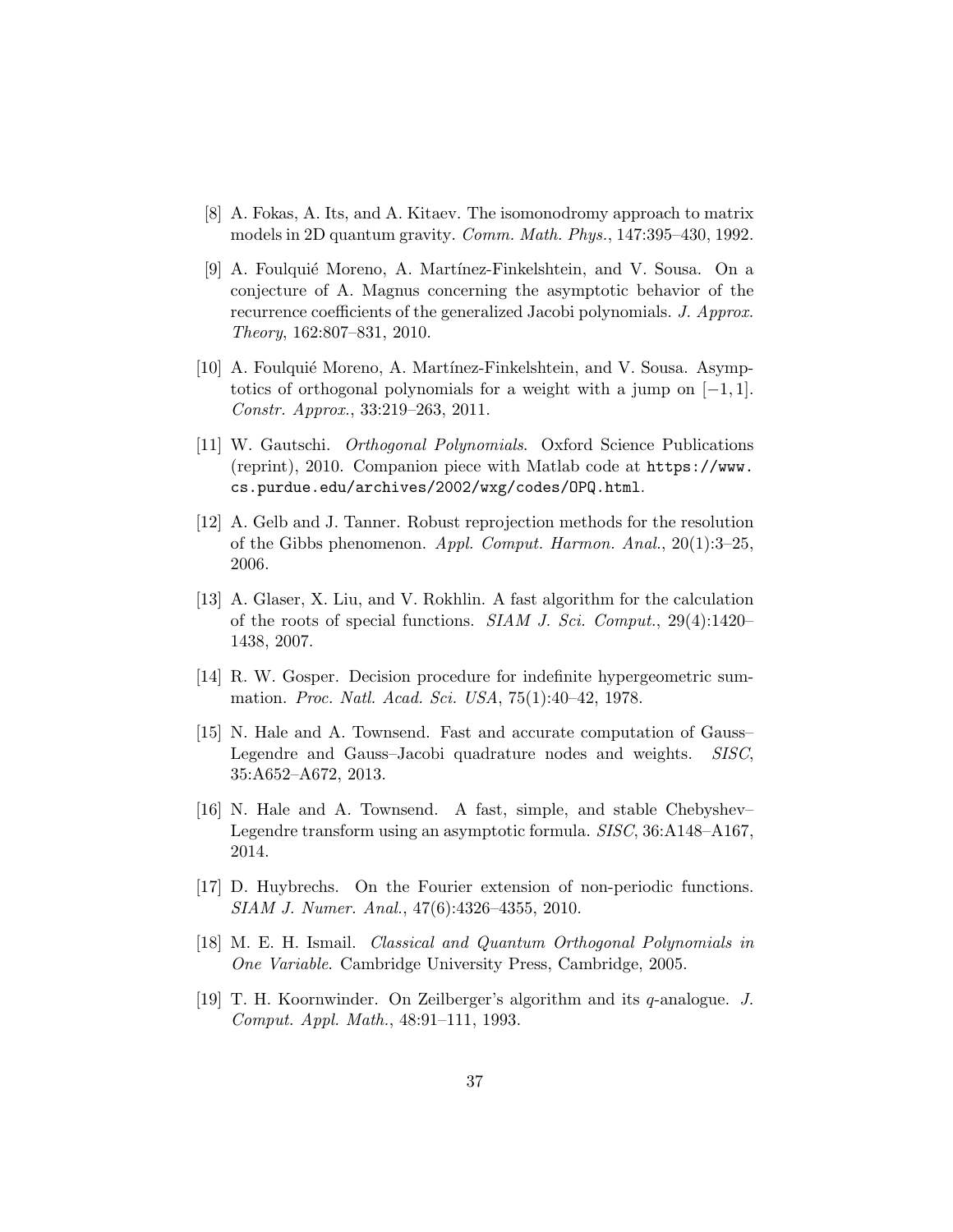[8] A. Fokas, A. Its, and A. Kitaev. The isomonodromy approach to matrix models in 2D quantum gravity. *Comm. Math. Phys.*, 147:395–430, 1992.

[9] A. Foulquié Moreno, A. Martínez-Finkelshtein, and V. Sousa. On a conjecture of A. Magnus concerning the asymptotic behavior of the recurrence coefficients of the generalized Jacobi polynomials. *J. Approx. Theory*, 162:807–831, 2010.

[10] A. Foulquié Moreno, A. Martínez-Finkelshtein, and V. Sousa. Asymptotics of orthogonal polynomials for a weight with a jump on $[-1, 1]$. *Constr. Approx.*, 33:219–263, 2011.

[11] W. Gautschi. *Orthogonal Polynomials*. Oxford Science Publications (reprint), 2010. Companion piece with Matlab code at `https://www.cs.purdue.edu/archives/2002/wxg/codes/OPQ.html`.

[12] A. Gelb and J. Tanner. Robust reprojection methods for the resolution of the Gibbs phenomenon. *Appl. Comput. Harmon. Anal.*, 20(1):3–25, 2006.

[13] A. Glaser, X. Liu, and V. Rokhlin. A fast algorithm for the calculation of the roots of special functions. *SIAM J. Sci. Comput.*, 29(4):1420–1438, 2007.

[14] R. W. Gosper. Decision procedure for indefinite hypergeometric summation. *Proc. Natl. Acad. Sci. USA*, 75(1):40–42, 1978.

[15] N. Hale and A. Townsend. Fast and accurate computation of Gauss–Legendre and Gauss–Jacobi quadrature nodes and weights. *SISC*, 35:A652–A672, 2013.

[16] N. Hale and A. Townsend. A fast, simple, and stable Chebyshev–Legendre transform using an asymptotic formula. *SISC*, 36:A148–A167, 2014.

[17] D. Huybrechs. On the Fourier extension of non-periodic functions. *SIAM J. Numer. Anal.*, 47(6):4326–4355, 2010.

[18] M. E. H. Ismail. *Classical and Quantum Orthogonal Polynomials in One Variable*. Cambridge University Press, Cambridge, 2005.

[19] T. H. Koornwinder. On Zeilberger's algorithm and its $q$-analogue. *J. Comput. Appl. Math.*, 48:91–111, 1993.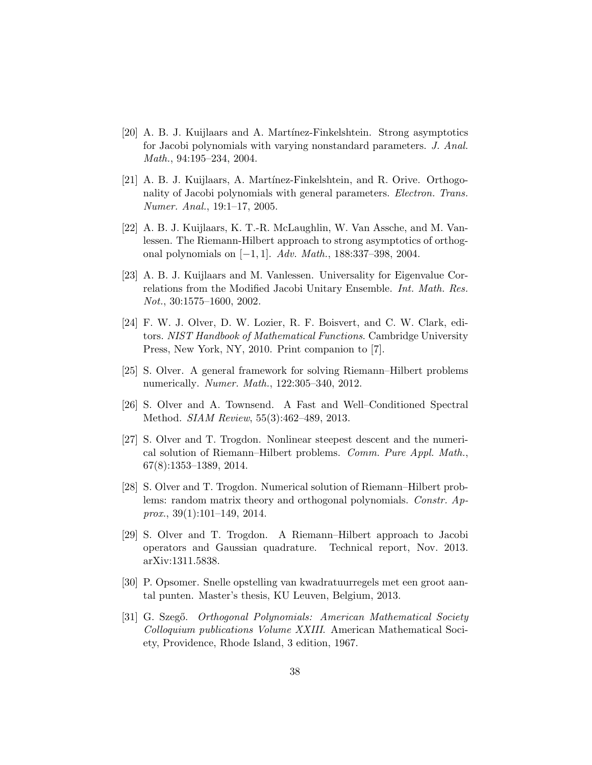[20] A. B. J. Kuijlaars and A. Martínez-Finkelshtein. Strong asymptotics for Jacobi polynomials with varying nonstandard parameters. *J. Anal. Math.*, 94:195–234, 2004.

[21] A. B. J. Kuijlaars, A. Martínez-Finkelshtein, and R. Orive. Orthogonality of Jacobi polynomials with general parameters. *Electron. Trans. Numer. Anal.*, 19:1–17, 2005.

[22] A. B. J. Kuijlaars, K. T.-R. McLaughlin, W. Van Assche, and M. Vanlessen. The Riemann-Hilbert approach to strong asymptotics of orthogonal polynomials on $[-1, 1]$. *Adv. Math.*, 188:337–398, 2004.

[23] A. B. J. Kuijlaars and M. Vanlessen. Universality for Eigenvalue Correlations from the Modified Jacobi Unitary Ensemble. *Int. Math. Res. Not.*, 30:1575–1600, 2002.

[24] F. W. J. Olver, D. W. Lozier, R. F. Boisvert, and C. W. Clark, editors. *NIST Handbook of Mathematical Functions*. Cambridge University Press, New York, NY, 2010. Print companion to [7].

[25] S. Olver. A general framework for solving Riemann–Hilbert problems numerically. *Numer. Math.*, 122:305–340, 2012.

[26] S. Olver and A. Townsend. A Fast and Well–Conditioned Spectral Method. *SIAM Review*, 55(3):462–489, 2013.

[27] S. Olver and T. Trogdon. Nonlinear steepest descent and the numerical solution of Riemann–Hilbert problems. *Comm. Pure Appl. Math.*, 67(8):1353–1389, 2014.

[28] S. Olver and T. Trogdon. Numerical solution of Riemann–Hilbert problems: random matrix theory and orthogonal polynomials. *Constr. Approx.*, 39(1):101–149, 2014.

[29] S. Olver and T. Trogdon. A Riemann–Hilbert approach to Jacobi operators and Gaussian quadrature. Technical report, Nov. 2013. arXiv:1311.5838.

[30] P. Opsomer. Snelle opstelling van kwadratuurregels met een groot aantal punten. Master's thesis, KU Leuven, Belgium, 2013.

[31] G. Szegő. *Orthogonal Polynomials: American Mathematical Society Colloquium publications Volume XXIII*. American Mathematical Society, Providence, Rhode Island, 3 edition, 1967.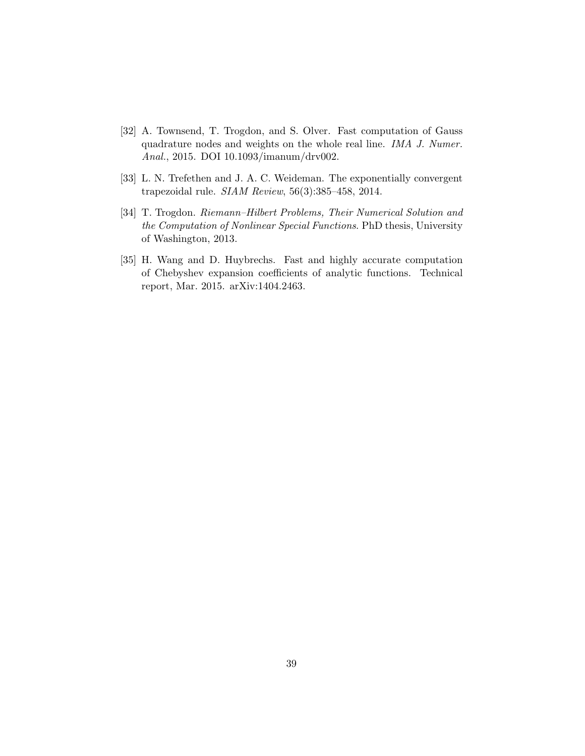[32] A. Townsend, T. Trogdon, and S. Olver. Fast computation of Gauss quadrature nodes and weights on the whole real line. *IMA J. Numer. Anal.*, 2015. DOI 10.1093/imanum/drv002.

[33] L. N. Trefethen and J. A. C. Weideman. The exponentially convergent trapezoidal rule. *SIAM Review*, 56(3):385–458, 2014.

[34] T. Trogdon. *Riemann–Hilbert Problems, Their Numerical Solution and the Computation of Nonlinear Special Functions*. PhD thesis, University of Washington, 2013.

[35] H. Wang and D. Huybrechs. Fast and highly accurate computation of Chebyshev expansion coefficients of analytic functions. Technical report, Mar. 2015. arXiv:1404.2463.